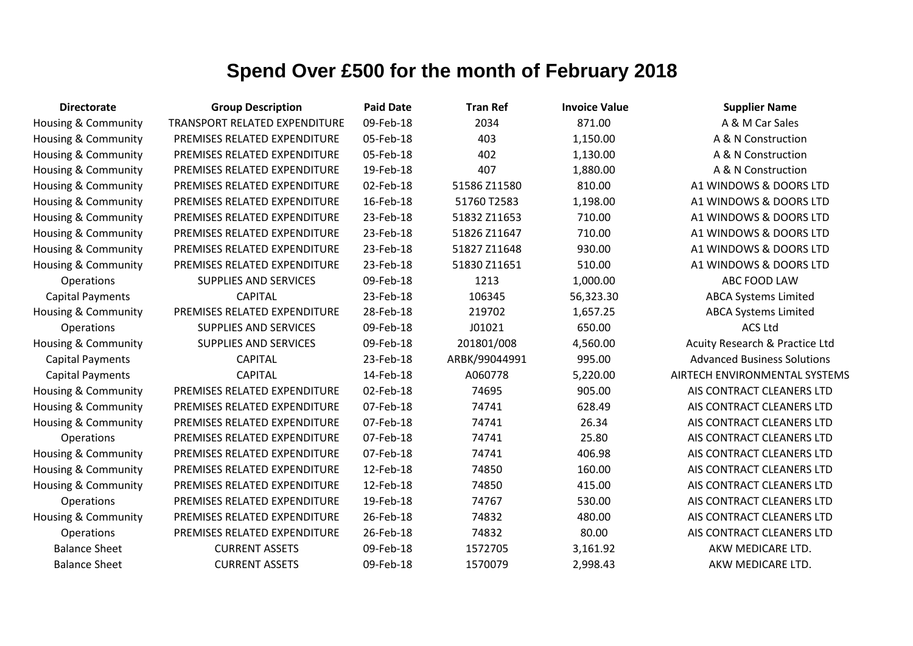# Spend Over £500 for the month of February 2018

| Directorate | Group Description | Paid Date | Tran Ref | Invoice Value | Supplier Name |
|---|---|---|---|---|---|
| Housing & Community | TRANSPORT RELATED EXPENDITURE | 09-Feb-18 | 2034 | 871.00 | A & M Car Sales |
| Housing & Community | PREMISES RELATED EXPENDITURE | 05-Feb-18 | 403 | 1,150.00 | A & N Construction |
| Housing & Community | PREMISES RELATED EXPENDITURE | 05-Feb-18 | 402 | 1,130.00 | A & N Construction |
| Housing & Community | PREMISES RELATED EXPENDITURE | 19-Feb-18 | 407 | 1,880.00 | A & N Construction |
| Housing & Community | PREMISES RELATED EXPENDITURE | 02-Feb-18 | 51586 Z11580 | 810.00 | A1 WINDOWS & DOORS LTD |
| Housing & Community | PREMISES RELATED EXPENDITURE | 16-Feb-18 | 51760 T2583 | 1,198.00 | A1 WINDOWS & DOORS LTD |
| Housing & Community | PREMISES RELATED EXPENDITURE | 23-Feb-18 | 51832 Z11653 | 710.00 | A1 WINDOWS & DOORS LTD |
| Housing & Community | PREMISES RELATED EXPENDITURE | 23-Feb-18 | 51826 Z11647 | 710.00 | A1 WINDOWS & DOORS LTD |
| Housing & Community | PREMISES RELATED EXPENDITURE | 23-Feb-18 | 51827 Z11648 | 930.00 | A1 WINDOWS & DOORS LTD |
| Housing & Community | PREMISES RELATED EXPENDITURE | 23-Feb-18 | 51830 Z11651 | 510.00 | A1 WINDOWS & DOORS LTD |
| Operations | SUPPLIES AND SERVICES | 09-Feb-18 | 1213 | 1,000.00 | ABC FOOD LAW |
| Capital Payments | CAPITAL | 23-Feb-18 | 106345 | 56,323.30 | ABCA Systems Limited |
| Housing & Community | PREMISES RELATED EXPENDITURE | 28-Feb-18 | 219702 | 1,657.25 | ABCA Systems Limited |
| Operations | SUPPLIES AND SERVICES | 09-Feb-18 | J01021 | 650.00 | ACS Ltd |
| Housing & Community | SUPPLIES AND SERVICES | 09-Feb-18 | 201801/008 | 4,560.00 | Acuity Research & Practice Ltd |
| Capital Payments | CAPITAL | 23-Feb-18 | ARBK/99044991 | 995.00 | Advanced Business Solutions |
| Capital Payments | CAPITAL | 14-Feb-18 | A060778 | 5,220.00 | AIRTECH ENVIRONMENTAL SYSTEMS |
| Housing & Community | PREMISES RELATED EXPENDITURE | 02-Feb-18 | 74695 | 905.00 | AIS CONTRACT CLEANERS LTD |
| Housing & Community | PREMISES RELATED EXPENDITURE | 07-Feb-18 | 74741 | 628.49 | AIS CONTRACT CLEANERS LTD |
| Housing & Community | PREMISES RELATED EXPENDITURE | 07-Feb-18 | 74741 | 26.34 | AIS CONTRACT CLEANERS LTD |
| Operations | PREMISES RELATED EXPENDITURE | 07-Feb-18 | 74741 | 25.80 | AIS CONTRACT CLEANERS LTD |
| Housing & Community | PREMISES RELATED EXPENDITURE | 07-Feb-18 | 74741 | 406.98 | AIS CONTRACT CLEANERS LTD |
| Housing & Community | PREMISES RELATED EXPENDITURE | 12-Feb-18 | 74850 | 160.00 | AIS CONTRACT CLEANERS LTD |
| Housing & Community | PREMISES RELATED EXPENDITURE | 12-Feb-18 | 74850 | 415.00 | AIS CONTRACT CLEANERS LTD |
| Operations | PREMISES RELATED EXPENDITURE | 19-Feb-18 | 74767 | 530.00 | AIS CONTRACT CLEANERS LTD |
| Housing & Community | PREMISES RELATED EXPENDITURE | 26-Feb-18 | 74832 | 480.00 | AIS CONTRACT CLEANERS LTD |
| Operations | PREMISES RELATED EXPENDITURE | 26-Feb-18 | 74832 | 80.00 | AIS CONTRACT CLEANERS LTD |
| Balance Sheet | CURRENT ASSETS | 09-Feb-18 | 1572705 | 3,161.92 | AKW MEDICARE LTD. |
| Balance Sheet | CURRENT ASSETS | 09-Feb-18 | 1570079 | 2,998.43 | AKW MEDICARE LTD. |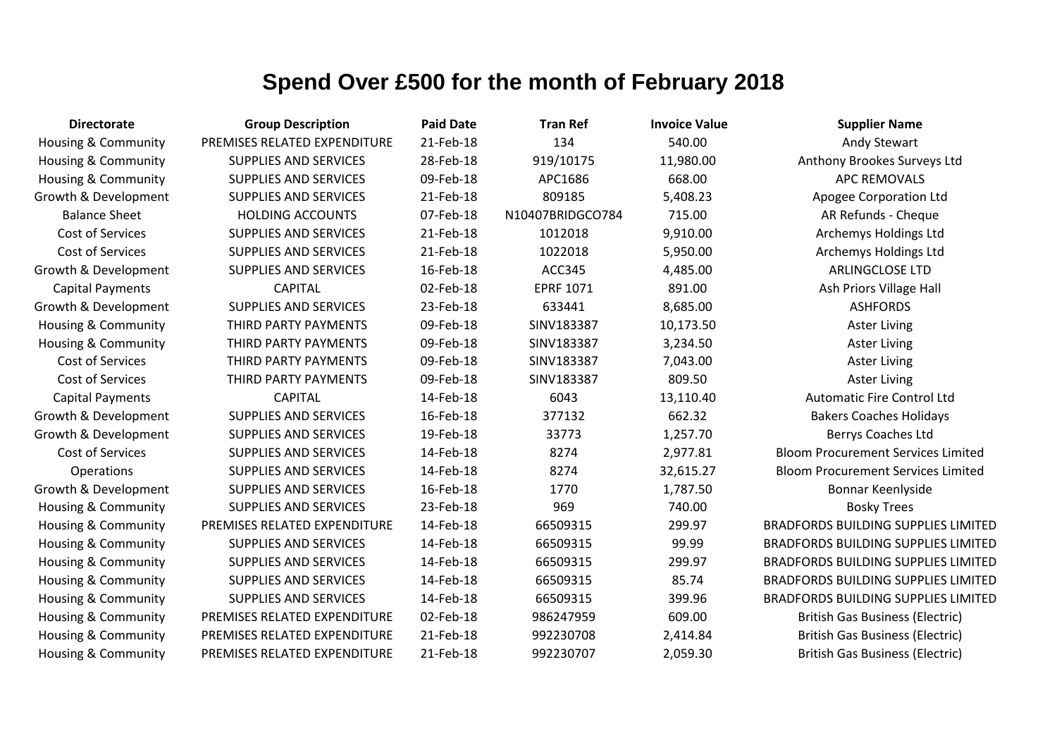# Spend Over £500 for the month of February 2018

| Directorate | Group Description | Paid Date | Tran Ref | Invoice Value | Supplier Name |
|---|---|---|---|---|---|
| Housing & Community | PREMISES RELATED EXPENDITURE | 21-Feb-18 | 134 | 540.00 | Andy Stewart |
| Housing & Community | SUPPLIES AND SERVICES | 28-Feb-18 | 919/10175 | 11,980.00 | Anthony Brookes Surveys Ltd |
| Housing & Community | SUPPLIES AND SERVICES | 09-Feb-18 | APC1686 | 668.00 | APC REMOVALS |
| Growth & Development | SUPPLIES AND SERVICES | 21-Feb-18 | 809185 | 5,408.23 | Apogee Corporation Ltd |
| Balance Sheet | HOLDING ACCOUNTS | 07-Feb-18 | N10407BRIDGCO784 | 715.00 | AR Refunds - Cheque |
| Cost of Services | SUPPLIES AND SERVICES | 21-Feb-18 | 1012018 | 9,910.00 | Archemys Holdings Ltd |
| Cost of Services | SUPPLIES AND SERVICES | 21-Feb-18 | 1022018 | 5,950.00 | Archemys Holdings Ltd |
| Growth & Development | SUPPLIES AND SERVICES | 16-Feb-18 | ACC345 | 4,485.00 | ARLINGCLOSE LTD |
| Capital Payments | CAPITAL | 02-Feb-18 | EPRF 1071 | 891.00 | Ash Priors Village Hall |
| Growth & Development | SUPPLIES AND SERVICES | 23-Feb-18 | 633441 | 8,685.00 | ASHFORDS |
| Housing & Community | THIRD PARTY PAYMENTS | 09-Feb-18 | SINV183387 | 10,173.50 | Aster Living |
| Housing & Community | THIRD PARTY PAYMENTS | 09-Feb-18 | SINV183387 | 3,234.50 | Aster Living |
| Cost of Services | THIRD PARTY PAYMENTS | 09-Feb-18 | SINV183387 | 7,043.00 | Aster Living |
| Cost of Services | THIRD PARTY PAYMENTS | 09-Feb-18 | SINV183387 | 809.50 | Aster Living |
| Capital Payments | CAPITAL | 14-Feb-18 | 6043 | 13,110.40 | Automatic Fire Control Ltd |
| Growth & Development | SUPPLIES AND SERVICES | 16-Feb-18 | 377132 | 662.32 | Bakers Coaches Holidays |
| Growth & Development | SUPPLIES AND SERVICES | 19-Feb-18 | 33773 | 1,257.70 | Berrys Coaches Ltd |
| Cost of Services | SUPPLIES AND SERVICES | 14-Feb-18 | 8274 | 2,977.81 | Bloom Procurement Services Limited |
| Operations | SUPPLIES AND SERVICES | 14-Feb-18 | 8274 | 32,615.27 | Bloom Procurement Services Limited |
| Growth & Development | SUPPLIES AND SERVICES | 16-Feb-18 | 1770 | 1,787.50 | Bonnar Keenlyside |
| Housing & Community | SUPPLIES AND SERVICES | 23-Feb-18 | 969 | 740.00 | Bosky Trees |
| Housing & Community | PREMISES RELATED EXPENDITURE | 14-Feb-18 | 66509315 | 299.97 | BRADFORDS BUILDING SUPPLIES LIMITED |
| Housing & Community | SUPPLIES AND SERVICES | 14-Feb-18 | 66509315 | 99.99 | BRADFORDS BUILDING SUPPLIES LIMITED |
| Housing & Community | SUPPLIES AND SERVICES | 14-Feb-18 | 66509315 | 299.97 | BRADFORDS BUILDING SUPPLIES LIMITED |
| Housing & Community | SUPPLIES AND SERVICES | 14-Feb-18 | 66509315 | 85.74 | BRADFORDS BUILDING SUPPLIES LIMITED |
| Housing & Community | SUPPLIES AND SERVICES | 14-Feb-18 | 66509315 | 399.96 | BRADFORDS BUILDING SUPPLIES LIMITED |
| Housing & Community | PREMISES RELATED EXPENDITURE | 02-Feb-18 | 986247959 | 609.00 | British Gas Business (Electric) |
| Housing & Community | PREMISES RELATED EXPENDITURE | 21-Feb-18 | 992230708 | 2,414.84 | British Gas Business (Electric) |
| Housing & Community | PREMISES RELATED EXPENDITURE | 21-Feb-18 | 992230707 | 2,059.30 | British Gas Business (Electric) |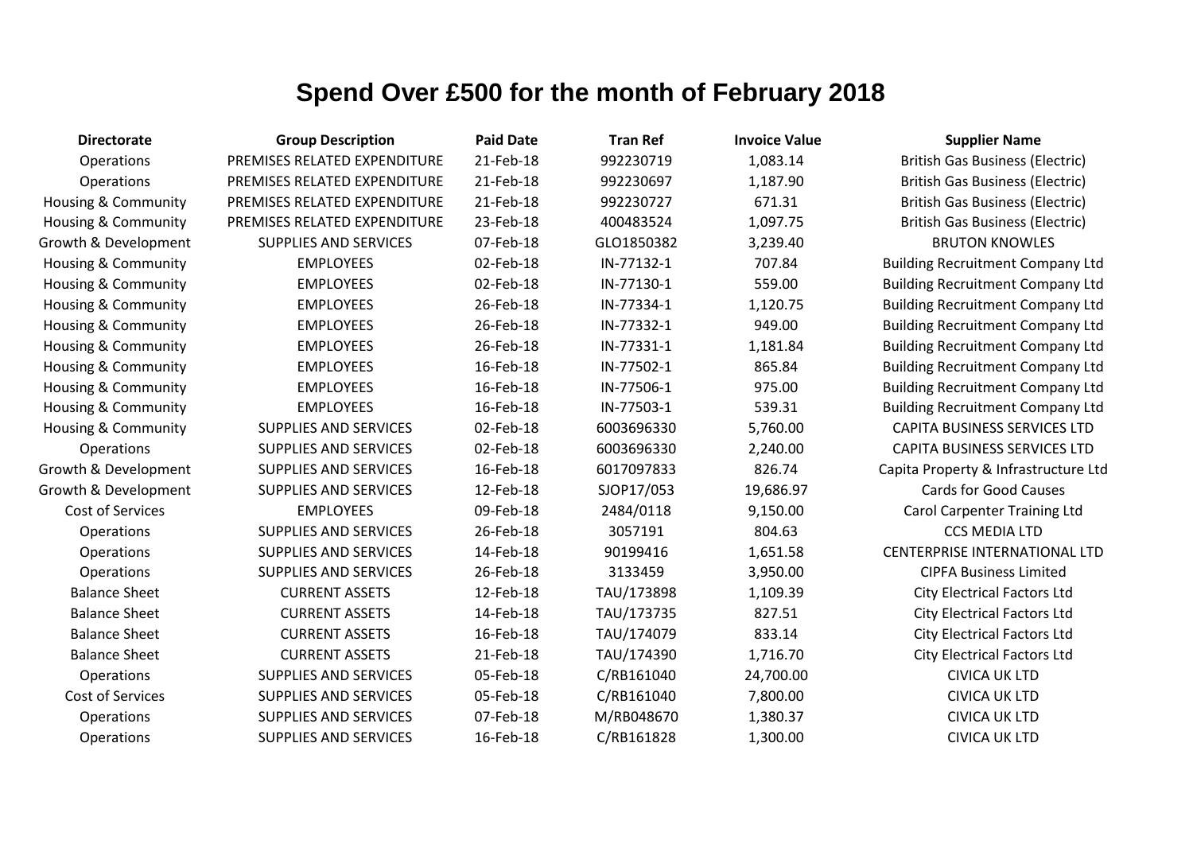# Spend Over £500 for the month of February 2018

| Directorate | Group Description | Paid Date | Tran Ref | Invoice Value | Supplier Name |
|---|---|---|---|---|---|
| Operations | PREMISES RELATED EXPENDITURE | 21-Feb-18 | 992230719 | 1,083.14 | British Gas Business (Electric) |
| Operations | PREMISES RELATED EXPENDITURE | 21-Feb-18 | 992230697 | 1,187.90 | British Gas Business (Electric) |
| Housing & Community | PREMISES RELATED EXPENDITURE | 21-Feb-18 | 992230727 | 671.31 | British Gas Business (Electric) |
| Housing & Community | PREMISES RELATED EXPENDITURE | 23-Feb-18 | 400483524 | 1,097.75 | British Gas Business (Electric) |
| Growth & Development | SUPPLIES AND SERVICES | 07-Feb-18 | GLO1850382 | 3,239.40 | BRUTON KNOWLES |
| Housing & Community | EMPLOYEES | 02-Feb-18 | IN-77132-1 | 707.84 | Building Recruitment Company Ltd |
| Housing & Community | EMPLOYEES | 02-Feb-18 | IN-77130-1 | 559.00 | Building Recruitment Company Ltd |
| Housing & Community | EMPLOYEES | 26-Feb-18 | IN-77334-1 | 1,120.75 | Building Recruitment Company Ltd |
| Housing & Community | EMPLOYEES | 26-Feb-18 | IN-77332-1 | 949.00 | Building Recruitment Company Ltd |
| Housing & Community | EMPLOYEES | 26-Feb-18 | IN-77331-1 | 1,181.84 | Building Recruitment Company Ltd |
| Housing & Community | EMPLOYEES | 16-Feb-18 | IN-77502-1 | 865.84 | Building Recruitment Company Ltd |
| Housing & Community | EMPLOYEES | 16-Feb-18 | IN-77506-1 | 975.00 | Building Recruitment Company Ltd |
| Housing & Community | EMPLOYEES | 16-Feb-18 | IN-77503-1 | 539.31 | Building Recruitment Company Ltd |
| Housing & Community | SUPPLIES AND SERVICES | 02-Feb-18 | 6003696330 | 5,760.00 | CAPITA BUSINESS SERVICES LTD |
| Operations | SUPPLIES AND SERVICES | 02-Feb-18 | 6003696330 | 2,240.00 | CAPITA BUSINESS SERVICES LTD |
| Growth & Development | SUPPLIES AND SERVICES | 16-Feb-18 | 6017097833 | 826.74 | Capita Property & Infrastructure Ltd |
| Growth & Development | SUPPLIES AND SERVICES | 12-Feb-18 | SJOP17/053 | 19,686.97 | Cards for Good Causes |
| Cost of Services | EMPLOYEES | 09-Feb-18 | 2484/0118 | 9,150.00 | Carol Carpenter Training Ltd |
| Operations | SUPPLIES AND SERVICES | 26-Feb-18 | 3057191 | 804.63 | CCS MEDIA LTD |
| Operations | SUPPLIES AND SERVICES | 14-Feb-18 | 90199416 | 1,651.58 | CENTERPRISE INTERNATIONAL LTD |
| Operations | SUPPLIES AND SERVICES | 26-Feb-18 | 3133459 | 3,950.00 | CIPFA Business Limited |
| Balance Sheet | CURRENT ASSETS | 12-Feb-18 | TAU/173898 | 1,109.39 | City Electrical Factors Ltd |
| Balance Sheet | CURRENT ASSETS | 14-Feb-18 | TAU/173735 | 827.51 | City Electrical Factors Ltd |
| Balance Sheet | CURRENT ASSETS | 16-Feb-18 | TAU/174079 | 833.14 | City Electrical Factors Ltd |
| Balance Sheet | CURRENT ASSETS | 21-Feb-18 | TAU/174390 | 1,716.70 | City Electrical Factors Ltd |
| Operations | SUPPLIES AND SERVICES | 05-Feb-18 | C/RB161040 | 24,700.00 | CIVICA UK LTD |
| Cost of Services | SUPPLIES AND SERVICES | 05-Feb-18 | C/RB161040 | 7,800.00 | CIVICA UK LTD |
| Operations | SUPPLIES AND SERVICES | 07-Feb-18 | M/RB048670 | 1,380.37 | CIVICA UK LTD |
| Operations | SUPPLIES AND SERVICES | 16-Feb-18 | C/RB161828 | 1,300.00 | CIVICA UK LTD |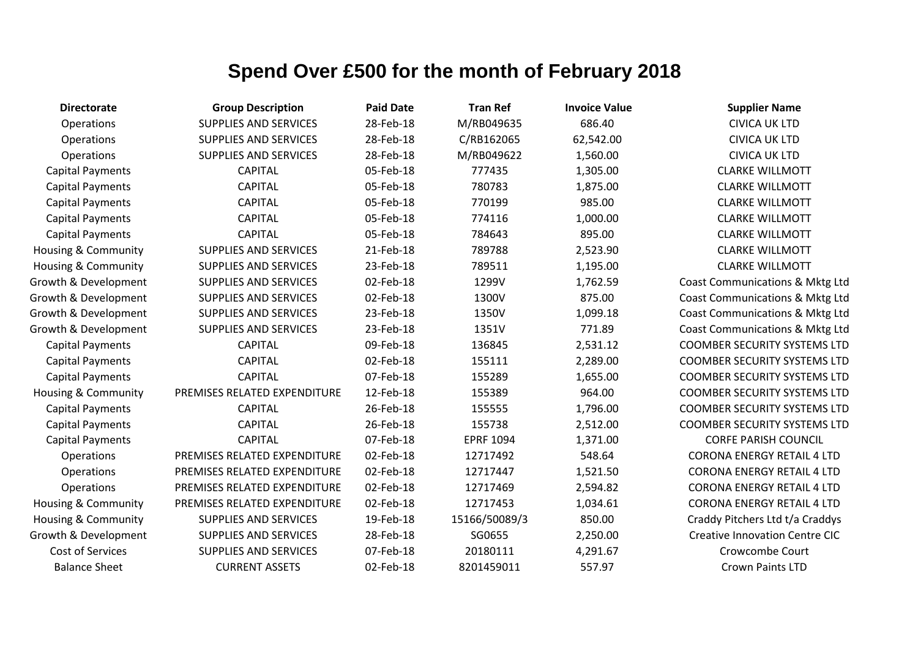# Spend Over £500 for the month of February 2018

| Directorate | Group Description | Paid Date | Tran Ref | Invoice Value | Supplier Name |
|---|---|---|---|---|---|
| Operations | SUPPLIES AND SERVICES | 28-Feb-18 | M/RB049635 | 686.40 | CIVICA UK LTD |
| Operations | SUPPLIES AND SERVICES | 28-Feb-18 | C/RB162065 | 62,542.00 | CIVICA UK LTD |
| Operations | SUPPLIES AND SERVICES | 28-Feb-18 | M/RB049622 | 1,560.00 | CIVICA UK LTD |
| Capital Payments | CAPITAL | 05-Feb-18 | 777435 | 1,305.00 | CLARKE WILLMOTT |
| Capital Payments | CAPITAL | 05-Feb-18 | 780783 | 1,875.00 | CLARKE WILLMOTT |
| Capital Payments | CAPITAL | 05-Feb-18 | 770199 | 985.00 | CLARKE WILLMOTT |
| Capital Payments | CAPITAL | 05-Feb-18 | 774116 | 1,000.00 | CLARKE WILLMOTT |
| Capital Payments | CAPITAL | 05-Feb-18 | 784643 | 895.00 | CLARKE WILLMOTT |
| Housing & Community | SUPPLIES AND SERVICES | 21-Feb-18 | 789788 | 2,523.90 | CLARKE WILLMOTT |
| Housing & Community | SUPPLIES AND SERVICES | 23-Feb-18 | 789511 | 1,195.00 | CLARKE WILLMOTT |
| Growth & Development | SUPPLIES AND SERVICES | 02-Feb-18 | 1299V | 1,762.59 | Coast Communications & Mktg Ltd |
| Growth & Development | SUPPLIES AND SERVICES | 02-Feb-18 | 1300V | 875.00 | Coast Communications & Mktg Ltd |
| Growth & Development | SUPPLIES AND SERVICES | 23-Feb-18 | 1350V | 1,099.18 | Coast Communications & Mktg Ltd |
| Growth & Development | SUPPLIES AND SERVICES | 23-Feb-18 | 1351V | 771.89 | Coast Communications & Mktg Ltd |
| Capital Payments | CAPITAL | 09-Feb-18 | 136845 | 2,531.12 | COOMBER SECURITY SYSTEMS LTD |
| Capital Payments | CAPITAL | 02-Feb-18 | 155111 | 2,289.00 | COOMBER SECURITY SYSTEMS LTD |
| Capital Payments | CAPITAL | 07-Feb-18 | 155289 | 1,655.00 | COOMBER SECURITY SYSTEMS LTD |
| Housing & Community | PREMISES RELATED EXPENDITURE | 12-Feb-18 | 155389 | 964.00 | COOMBER SECURITY SYSTEMS LTD |
| Capital Payments | CAPITAL | 26-Feb-18 | 155555 | 1,796.00 | COOMBER SECURITY SYSTEMS LTD |
| Capital Payments | CAPITAL | 26-Feb-18 | 155738 | 2,512.00 | COOMBER SECURITY SYSTEMS LTD |
| Capital Payments | CAPITAL | 07-Feb-18 | EPRF 1094 | 1,371.00 | CORFE PARISH COUNCIL |
| Operations | PREMISES RELATED EXPENDITURE | 02-Feb-18 | 12717492 | 548.64 | CORONA ENERGY RETAIL 4 LTD |
| Operations | PREMISES RELATED EXPENDITURE | 02-Feb-18 | 12717447 | 1,521.50 | CORONA ENERGY RETAIL 4 LTD |
| Operations | PREMISES RELATED EXPENDITURE | 02-Feb-18 | 12717469 | 2,594.82 | CORONA ENERGY RETAIL 4 LTD |
| Housing & Community | PREMISES RELATED EXPENDITURE | 02-Feb-18 | 12717453 | 1,034.61 | CORONA ENERGY RETAIL 4 LTD |
| Housing & Community | SUPPLIES AND SERVICES | 19-Feb-18 | 15166/50089/3 | 850.00 | Craddy Pitchers Ltd t/a Craddys |
| Growth & Development | SUPPLIES AND SERVICES | 28-Feb-18 | SG0655 | 2,250.00 | Creative Innovation Centre CIC |
| Cost of Services | SUPPLIES AND SERVICES | 07-Feb-18 | 20180111 | 4,291.67 | Crowcombe Court |
| Balance Sheet | CURRENT ASSETS | 02-Feb-18 | 8201459011 | 557.97 | Crown Paints LTD |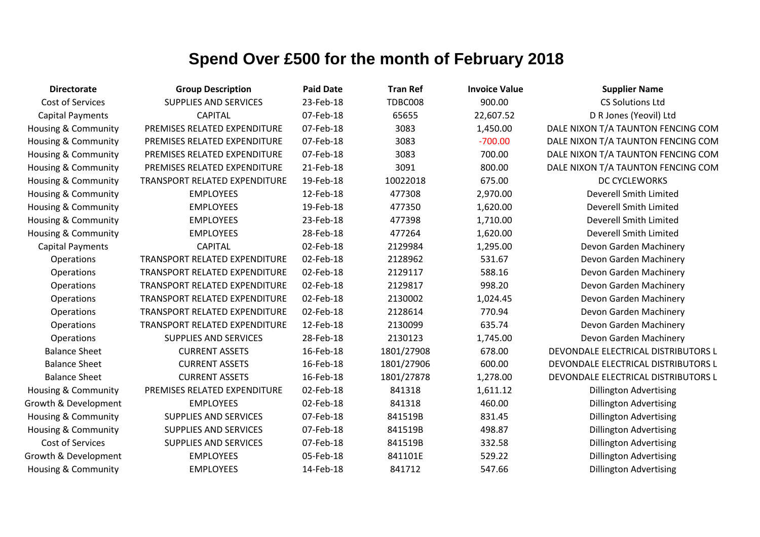# Spend Over £500 for the month of February 2018

| Directorate | Group Description | Paid Date | Tran Ref | Invoice Value | Supplier Name |
|---|---|---|---|---|---|
| Cost of Services | SUPPLIES AND SERVICES | 23-Feb-18 | TDBC008 | 900.00 | CS Solutions Ltd |
| Capital Payments | CAPITAL | 07-Feb-18 | 65655 | 22,607.52 | D R Jones (Yeovil) Ltd |
| Housing & Community | PREMISES RELATED EXPENDITURE | 07-Feb-18 | 3083 | 1,450.00 | DALE NIXON T/A TAUNTON FENCING COM |
| Housing & Community | PREMISES RELATED EXPENDITURE | 07-Feb-18 | 3083 | -700.00 | DALE NIXON T/A TAUNTON FENCING COM |
| Housing & Community | PREMISES RELATED EXPENDITURE | 07-Feb-18 | 3083 | 700.00 | DALE NIXON T/A TAUNTON FENCING COM |
| Housing & Community | PREMISES RELATED EXPENDITURE | 21-Feb-18 | 3091 | 800.00 | DALE NIXON T/A TAUNTON FENCING COM |
| Housing & Community | TRANSPORT RELATED EXPENDITURE | 19-Feb-18 | 10022018 | 675.00 | DC CYCLEWORKS |
| Housing & Community | EMPLOYEES | 12-Feb-18 | 477308 | 2,970.00 | Deverell Smith Limited |
| Housing & Community | EMPLOYEES | 19-Feb-18 | 477350 | 1,620.00 | Deverell Smith Limited |
| Housing & Community | EMPLOYEES | 23-Feb-18 | 477398 | 1,710.00 | Deverell Smith Limited |
| Housing & Community | EMPLOYEES | 28-Feb-18 | 477264 | 1,620.00 | Deverell Smith Limited |
| Capital Payments | CAPITAL | 02-Feb-18 | 2129984 | 1,295.00 | Devon Garden Machinery |
| Operations | TRANSPORT RELATED EXPENDITURE | 02-Feb-18 | 2128962 | 531.67 | Devon Garden Machinery |
| Operations | TRANSPORT RELATED EXPENDITURE | 02-Feb-18 | 2129117 | 588.16 | Devon Garden Machinery |
| Operations | TRANSPORT RELATED EXPENDITURE | 02-Feb-18 | 2129817 | 998.20 | Devon Garden Machinery |
| Operations | TRANSPORT RELATED EXPENDITURE | 02-Feb-18 | 2130002 | 1,024.45 | Devon Garden Machinery |
| Operations | TRANSPORT RELATED EXPENDITURE | 02-Feb-18 | 2128614 | 770.94 | Devon Garden Machinery |
| Operations | TRANSPORT RELATED EXPENDITURE | 12-Feb-18 | 2130099 | 635.74 | Devon Garden Machinery |
| Operations | SUPPLIES AND SERVICES | 28-Feb-18 | 2130123 | 1,745.00 | Devon Garden Machinery |
| Balance Sheet | CURRENT ASSETS | 16-Feb-18 | 1801/27908 | 678.00 | DEVONDALE ELECTRICAL DISTRIBUTORS L |
| Balance Sheet | CURRENT ASSETS | 16-Feb-18 | 1801/27906 | 600.00 | DEVONDALE ELECTRICAL DISTRIBUTORS L |
| Balance Sheet | CURRENT ASSETS | 16-Feb-18 | 1801/27878 | 1,278.00 | DEVONDALE ELECTRICAL DISTRIBUTORS L |
| Housing & Community | PREMISES RELATED EXPENDITURE | 02-Feb-18 | 841318 | 1,611.12 | Dillington Advertising |
| Growth & Development | EMPLOYEES | 02-Feb-18 | 841318 | 460.00 | Dillington Advertising |
| Housing & Community | SUPPLIES AND SERVICES | 07-Feb-18 | 841519B | 831.45 | Dillington Advertising |
| Housing & Community | SUPPLIES AND SERVICES | 07-Feb-18 | 841519B | 498.87 | Dillington Advertising |
| Cost of Services | SUPPLIES AND SERVICES | 07-Feb-18 | 841519B | 332.58 | Dillington Advertising |
| Growth & Development | EMPLOYEES | 05-Feb-18 | 841101E | 529.22 | Dillington Advertising |
| Housing & Community | EMPLOYEES | 14-Feb-18 | 841712 | 547.66 | Dillington Advertising |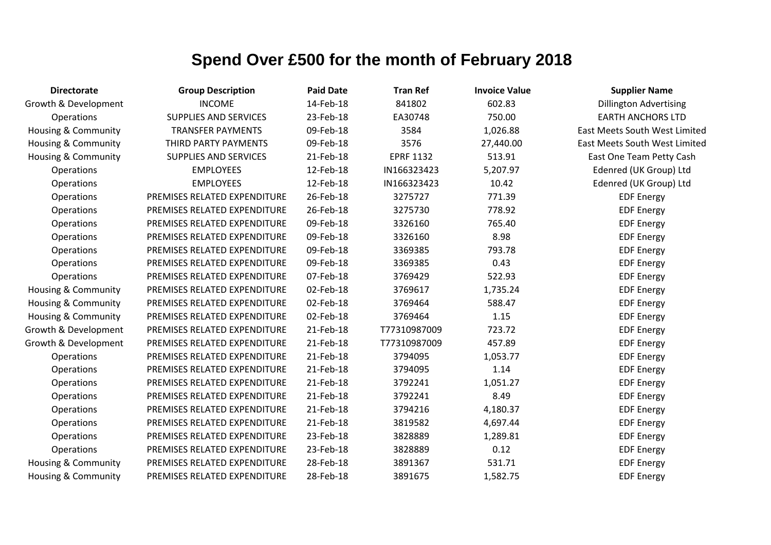# Spend Over £500 for the month of February 2018

| Directorate | Group Description | Paid Date | Tran Ref | Invoice Value | Supplier Name |
|---|---|---|---|---|---|
| Growth & Development | INCOME | 14-Feb-18 | 841802 | 602.83 | Dillington Advertising |
| Operations | SUPPLIES AND SERVICES | 23-Feb-18 | EA30748 | 750.00 | EARTH ANCHORS LTD |
| Housing & Community | TRANSFER PAYMENTS | 09-Feb-18 | 3584 | 1,026.88 | East Meets South West Limited |
| Housing & Community | THIRD PARTY PAYMENTS | 09-Feb-18 | 3576 | 27,440.00 | East Meets South West Limited |
| Housing & Community | SUPPLIES AND SERVICES | 21-Feb-18 | EPRF 1132 | 513.91 | East One Team Petty Cash |
| Operations | EMPLOYEES | 12-Feb-18 | IN166323423 | 5,207.97 | Edenred (UK Group) Ltd |
| Operations | EMPLOYEES | 12-Feb-18 | IN166323423 | 10.42 | Edenred (UK Group) Ltd |
| Operations | PREMISES RELATED EXPENDITURE | 26-Feb-18 | 3275727 | 771.39 | EDF Energy |
| Operations | PREMISES RELATED EXPENDITURE | 26-Feb-18 | 3275730 | 778.92 | EDF Energy |
| Operations | PREMISES RELATED EXPENDITURE | 09-Feb-18 | 3326160 | 765.40 | EDF Energy |
| Operations | PREMISES RELATED EXPENDITURE | 09-Feb-18 | 3326160 | 8.98 | EDF Energy |
| Operations | PREMISES RELATED EXPENDITURE | 09-Feb-18 | 3369385 | 793.78 | EDF Energy |
| Operations | PREMISES RELATED EXPENDITURE | 09-Feb-18 | 3369385 | 0.43 | EDF Energy |
| Operations | PREMISES RELATED EXPENDITURE | 07-Feb-18 | 3769429 | 522.93 | EDF Energy |
| Housing & Community | PREMISES RELATED EXPENDITURE | 02-Feb-18 | 3769617 | 1,735.24 | EDF Energy |
| Housing & Community | PREMISES RELATED EXPENDITURE | 02-Feb-18 | 3769464 | 588.47 | EDF Energy |
| Housing & Community | PREMISES RELATED EXPENDITURE | 02-Feb-18 | 3769464 | 1.15 | EDF Energy |
| Growth & Development | PREMISES RELATED EXPENDITURE | 21-Feb-18 | T77310987009 | 723.72 | EDF Energy |
| Growth & Development | PREMISES RELATED EXPENDITURE | 21-Feb-18 | T77310987009 | 457.89 | EDF Energy |
| Operations | PREMISES RELATED EXPENDITURE | 21-Feb-18 | 3794095 | 1,053.77 | EDF Energy |
| Operations | PREMISES RELATED EXPENDITURE | 21-Feb-18 | 3794095 | 1.14 | EDF Energy |
| Operations | PREMISES RELATED EXPENDITURE | 21-Feb-18 | 3792241 | 1,051.27 | EDF Energy |
| Operations | PREMISES RELATED EXPENDITURE | 21-Feb-18 | 3792241 | 8.49 | EDF Energy |
| Operations | PREMISES RELATED EXPENDITURE | 21-Feb-18 | 3794216 | 4,180.37 | EDF Energy |
| Operations | PREMISES RELATED EXPENDITURE | 21-Feb-18 | 3819582 | 4,697.44 | EDF Energy |
| Operations | PREMISES RELATED EXPENDITURE | 23-Feb-18 | 3828889 | 1,289.81 | EDF Energy |
| Operations | PREMISES RELATED EXPENDITURE | 23-Feb-18 | 3828889 | 0.12 | EDF Energy |
| Housing & Community | PREMISES RELATED EXPENDITURE | 28-Feb-18 | 3891367 | 531.71 | EDF Energy |
| Housing & Community | PREMISES RELATED EXPENDITURE | 28-Feb-18 | 3891675 | 1,582.75 | EDF Energy |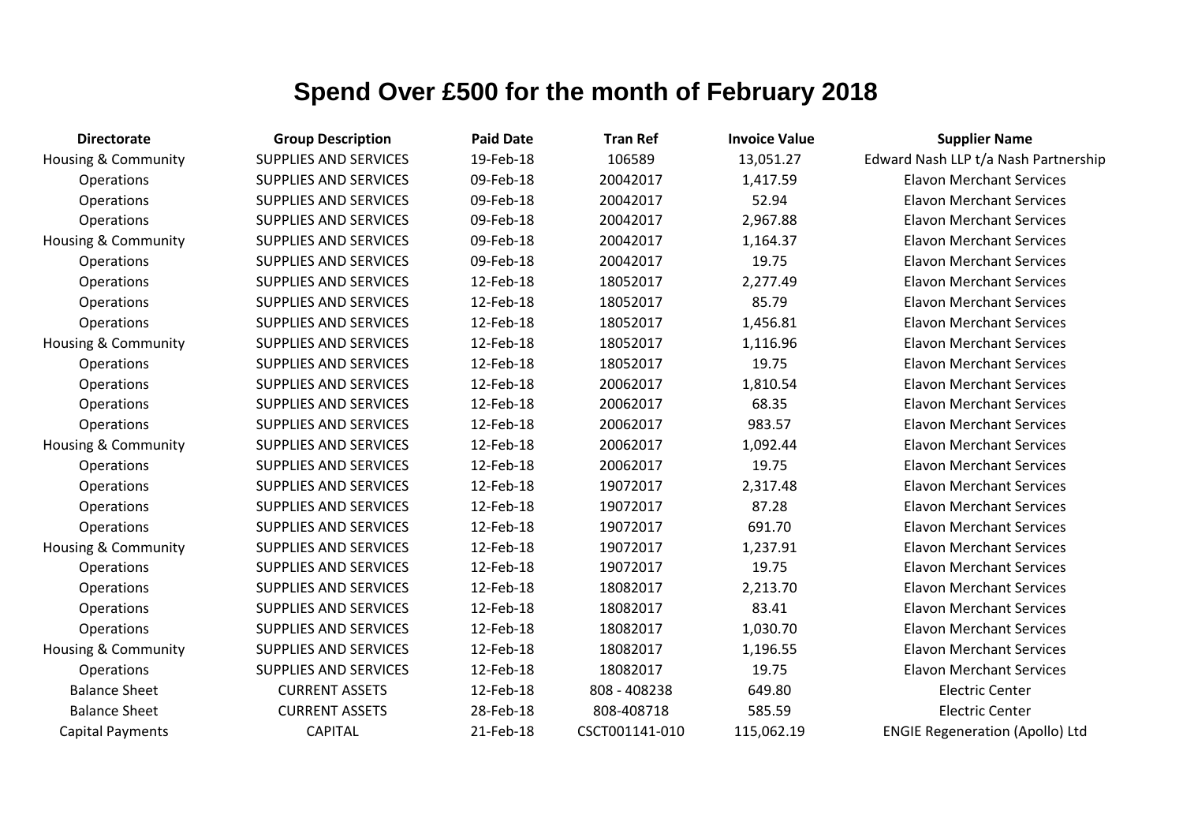# Spend Over £500 for the month of February 2018

| Directorate | Group Description | Paid Date | Tran Ref | Invoice Value | Supplier Name |
|---|---|---|---|---|---|
| Housing & Community | SUPPLIES AND SERVICES | 19-Feb-18 | 106589 | 13,051.27 | Edward Nash LLP t/a Nash Partnership |
| Operations | SUPPLIES AND SERVICES | 09-Feb-18 | 20042017 | 1,417.59 | Elavon Merchant Services |
| Operations | SUPPLIES AND SERVICES | 09-Feb-18 | 20042017 | 52.94 | Elavon Merchant Services |
| Operations | SUPPLIES AND SERVICES | 09-Feb-18 | 20042017 | 2,967.88 | Elavon Merchant Services |
| Housing & Community | SUPPLIES AND SERVICES | 09-Feb-18 | 20042017 | 1,164.37 | Elavon Merchant Services |
| Operations | SUPPLIES AND SERVICES | 09-Feb-18 | 20042017 | 19.75 | Elavon Merchant Services |
| Operations | SUPPLIES AND SERVICES | 12-Feb-18 | 18052017 | 2,277.49 | Elavon Merchant Services |
| Operations | SUPPLIES AND SERVICES | 12-Feb-18 | 18052017 | 85.79 | Elavon Merchant Services |
| Operations | SUPPLIES AND SERVICES | 12-Feb-18 | 18052017 | 1,456.81 | Elavon Merchant Services |
| Housing & Community | SUPPLIES AND SERVICES | 12-Feb-18 | 18052017 | 1,116.96 | Elavon Merchant Services |
| Operations | SUPPLIES AND SERVICES | 12-Feb-18 | 18052017 | 19.75 | Elavon Merchant Services |
| Operations | SUPPLIES AND SERVICES | 12-Feb-18 | 20062017 | 1,810.54 | Elavon Merchant Services |
| Operations | SUPPLIES AND SERVICES | 12-Feb-18 | 20062017 | 68.35 | Elavon Merchant Services |
| Operations | SUPPLIES AND SERVICES | 12-Feb-18 | 20062017 | 983.57 | Elavon Merchant Services |
| Housing & Community | SUPPLIES AND SERVICES | 12-Feb-18 | 20062017 | 1,092.44 | Elavon Merchant Services |
| Operations | SUPPLIES AND SERVICES | 12-Feb-18 | 20062017 | 19.75 | Elavon Merchant Services |
| Operations | SUPPLIES AND SERVICES | 12-Feb-18 | 19072017 | 2,317.48 | Elavon Merchant Services |
| Operations | SUPPLIES AND SERVICES | 12-Feb-18 | 19072017 | 87.28 | Elavon Merchant Services |
| Operations | SUPPLIES AND SERVICES | 12-Feb-18 | 19072017 | 691.70 | Elavon Merchant Services |
| Housing & Community | SUPPLIES AND SERVICES | 12-Feb-18 | 19072017 | 1,237.91 | Elavon Merchant Services |
| Operations | SUPPLIES AND SERVICES | 12-Feb-18 | 19072017 | 19.75 | Elavon Merchant Services |
| Operations | SUPPLIES AND SERVICES | 12-Feb-18 | 18082017 | 2,213.70 | Elavon Merchant Services |
| Operations | SUPPLIES AND SERVICES | 12-Feb-18 | 18082017 | 83.41 | Elavon Merchant Services |
| Operations | SUPPLIES AND SERVICES | 12-Feb-18 | 18082017 | 1,030.70 | Elavon Merchant Services |
| Housing & Community | SUPPLIES AND SERVICES | 12-Feb-18 | 18082017 | 1,196.55 | Elavon Merchant Services |
| Operations | SUPPLIES AND SERVICES | 12-Feb-18 | 18082017 | 19.75 | Elavon Merchant Services |
| Balance Sheet | CURRENT ASSETS | 12-Feb-18 | 808 - 408238 | 649.80 | Electric Center |
| Balance Sheet | CURRENT ASSETS | 28-Feb-18 | 808-408718 | 585.59 | Electric Center |
| Capital Payments | CAPITAL | 21-Feb-18 | CSCT001141-010 | 115,062.19 | ENGIE Regeneration (Apollo) Ltd |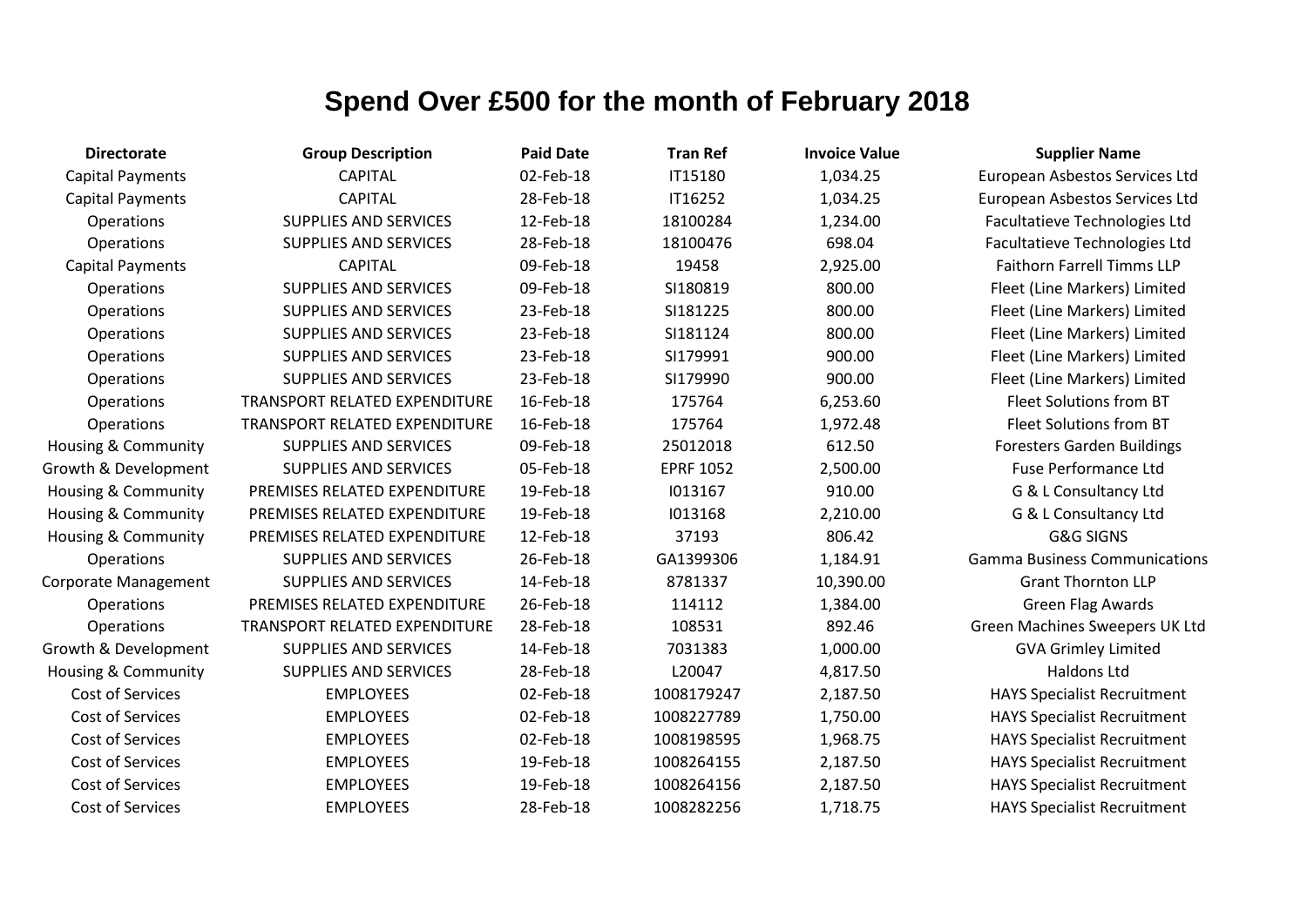# Spend Over £500 for the month of February 2018

| Directorate | Group Description | Paid Date | Tran Ref | Invoice Value | Supplier Name |
|---|---|---|---|---|---|
| Capital Payments | CAPITAL | 02-Feb-18 | IT15180 | 1,034.25 | European Asbestos Services Ltd |
| Capital Payments | CAPITAL | 28-Feb-18 | IT16252 | 1,034.25 | European Asbestos Services Ltd |
| Operations | SUPPLIES AND SERVICES | 12-Feb-18 | 18100284 | 1,234.00 | Facultatieve Technologies Ltd |
| Operations | SUPPLIES AND SERVICES | 28-Feb-18 | 18100476 | 698.04 | Facultatieve Technologies Ltd |
| Capital Payments | CAPITAL | 09-Feb-18 | 19458 | 2,925.00 | Faithorn Farrell Timms LLP |
| Operations | SUPPLIES AND SERVICES | 09-Feb-18 | SI180819 | 800.00 | Fleet (Line Markers) Limited |
| Operations | SUPPLIES AND SERVICES | 23-Feb-18 | SI181225 | 800.00 | Fleet (Line Markers) Limited |
| Operations | SUPPLIES AND SERVICES | 23-Feb-18 | SI181124 | 800.00 | Fleet (Line Markers) Limited |
| Operations | SUPPLIES AND SERVICES | 23-Feb-18 | SI179991 | 900.00 | Fleet (Line Markers) Limited |
| Operations | SUPPLIES AND SERVICES | 23-Feb-18 | SI179990 | 900.00 | Fleet (Line Markers) Limited |
| Operations | TRANSPORT RELATED EXPENDITURE | 16-Feb-18 | 175764 | 6,253.60 | Fleet Solutions from BT |
| Operations | TRANSPORT RELATED EXPENDITURE | 16-Feb-18 | 175764 | 1,972.48 | Fleet Solutions from BT |
| Housing & Community | SUPPLIES AND SERVICES | 09-Feb-18 | 25012018 | 612.50 | Foresters Garden Buildings |
| Growth & Development | SUPPLIES AND SERVICES | 05-Feb-18 | EPRF 1052 | 2,500.00 | Fuse Performance Ltd |
| Housing & Community | PREMISES RELATED EXPENDITURE | 19-Feb-18 | I013167 | 910.00 | G & L Consultancy Ltd |
| Housing & Community | PREMISES RELATED EXPENDITURE | 19-Feb-18 | I013168 | 2,210.00 | G & L Consultancy Ltd |
| Housing & Community | PREMISES RELATED EXPENDITURE | 12-Feb-18 | 37193 | 806.42 | G&G SIGNS |
| Operations | SUPPLIES AND SERVICES | 26-Feb-18 | GA1399306 | 1,184.91 | Gamma Business Communications |
| Corporate Management | SUPPLIES AND SERVICES | 14-Feb-18 | 8781337 | 10,390.00 | Grant Thornton LLP |
| Operations | PREMISES RELATED EXPENDITURE | 26-Feb-18 | 114112 | 1,384.00 | Green Flag Awards |
| Operations | TRANSPORT RELATED EXPENDITURE | 28-Feb-18 | 108531 | 892.46 | Green Machines Sweepers UK Ltd |
| Growth & Development | SUPPLIES AND SERVICES | 14-Feb-18 | 7031383 | 1,000.00 | GVA Grimley Limited |
| Housing & Community | SUPPLIES AND SERVICES | 28-Feb-18 | L20047 | 4,817.50 | Haldons Ltd |
| Cost of Services | EMPLOYEES | 02-Feb-18 | 1008179247 | 2,187.50 | HAYS Specialist Recruitment |
| Cost of Services | EMPLOYEES | 02-Feb-18 | 1008227789 | 1,750.00 | HAYS Specialist Recruitment |
| Cost of Services | EMPLOYEES | 02-Feb-18 | 1008198595 | 1,968.75 | HAYS Specialist Recruitment |
| Cost of Services | EMPLOYEES | 19-Feb-18 | 1008264155 | 2,187.50 | HAYS Specialist Recruitment |
| Cost of Services | EMPLOYEES | 19-Feb-18 | 1008264156 | 2,187.50 | HAYS Specialist Recruitment |
| Cost of Services | EMPLOYEES | 28-Feb-18 | 1008282256 | 1,718.75 | HAYS Specialist Recruitment |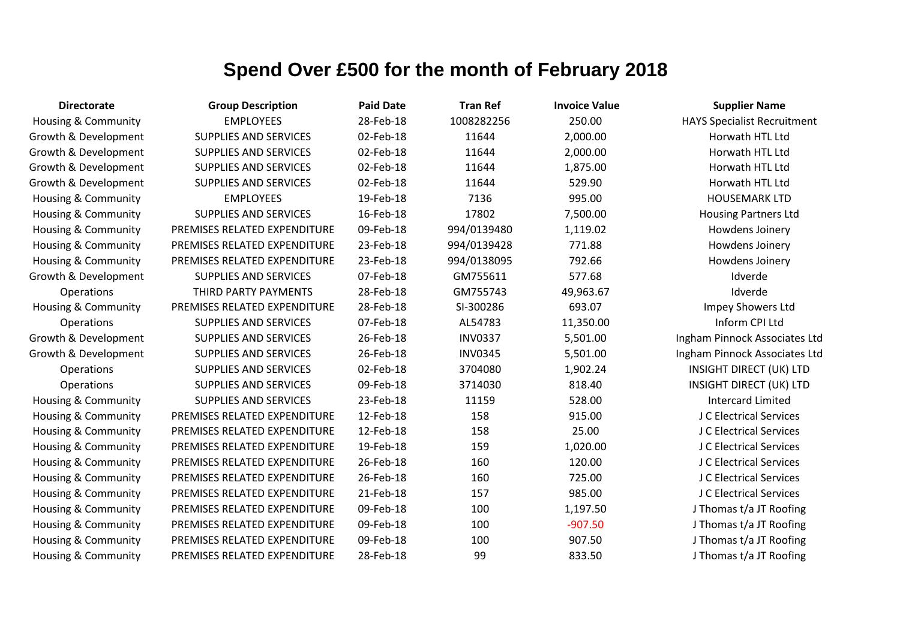# Spend Over £500 for the month of February 2018

| Directorate | Group Description | Paid Date | Tran Ref | Invoice Value | Supplier Name |
|---|---|---|---|---|---|
| Housing & Community | EMPLOYEES | 28-Feb-18 | 1008282256 | 250.00 | HAYS Specialist Recruitment |
| Growth & Development | SUPPLIES AND SERVICES | 02-Feb-18 | 11644 | 2,000.00 | Horwath HTL Ltd |
| Growth & Development | SUPPLIES AND SERVICES | 02-Feb-18 | 11644 | 2,000.00 | Horwath HTL Ltd |
| Growth & Development | SUPPLIES AND SERVICES | 02-Feb-18 | 11644 | 1,875.00 | Horwath HTL Ltd |
| Growth & Development | SUPPLIES AND SERVICES | 02-Feb-18 | 11644 | 529.90 | Horwath HTL Ltd |
| Housing & Community | EMPLOYEES | 19-Feb-18 | 7136 | 995.00 | HOUSEMARK LTD |
| Housing & Community | SUPPLIES AND SERVICES | 16-Feb-18 | 17802 | 7,500.00 | Housing Partners Ltd |
| Housing & Community | PREMISES RELATED EXPENDITURE | 09-Feb-18 | 994/0139480 | 1,119.02 | Howdens Joinery |
| Housing & Community | PREMISES RELATED EXPENDITURE | 23-Feb-18 | 994/0139428 | 771.88 | Howdens Joinery |
| Housing & Community | PREMISES RELATED EXPENDITURE | 23-Feb-18 | 994/0138095 | 792.66 | Howdens Joinery |
| Growth & Development | SUPPLIES AND SERVICES | 07-Feb-18 | GM755611 | 577.68 | Idverde |
| Operations | THIRD PARTY PAYMENTS | 28-Feb-18 | GM755743 | 49,963.67 | Idverde |
| Housing & Community | PREMISES RELATED EXPENDITURE | 28-Feb-18 | SI-300286 | 693.07 | Impey Showers Ltd |
| Operations | SUPPLIES AND SERVICES | 07-Feb-18 | AL54783 | 11,350.00 | Inform CPI Ltd |
| Growth & Development | SUPPLIES AND SERVICES | 26-Feb-18 | INV0337 | 5,501.00 | Ingham Pinnock Associates Ltd |
| Growth & Development | SUPPLIES AND SERVICES | 26-Feb-18 | INV0345 | 5,501.00 | Ingham Pinnock Associates Ltd |
| Operations | SUPPLIES AND SERVICES | 02-Feb-18 | 3704080 | 1,902.24 | INSIGHT DIRECT (UK) LTD |
| Operations | SUPPLIES AND SERVICES | 09-Feb-18 | 3714030 | 818.40 | INSIGHT DIRECT (UK) LTD |
| Housing & Community | SUPPLIES AND SERVICES | 23-Feb-18 | 11159 | 528.00 | Intercard Limited |
| Housing & Community | PREMISES RELATED EXPENDITURE | 12-Feb-18 | 158 | 915.00 | J C Electrical Services |
| Housing & Community | PREMISES RELATED EXPENDITURE | 12-Feb-18 | 158 | 25.00 | J C Electrical Services |
| Housing & Community | PREMISES RELATED EXPENDITURE | 19-Feb-18 | 159 | 1,020.00 | J C Electrical Services |
| Housing & Community | PREMISES RELATED EXPENDITURE | 26-Feb-18 | 160 | 120.00 | J C Electrical Services |
| Housing & Community | PREMISES RELATED EXPENDITURE | 26-Feb-18 | 160 | 725.00 | J C Electrical Services |
| Housing & Community | PREMISES RELATED EXPENDITURE | 21-Feb-18 | 157 | 985.00 | J C Electrical Services |
| Housing & Community | PREMISES RELATED EXPENDITURE | 09-Feb-18 | 100 | 1,197.50 | J Thomas t/a JT Roofing |
| Housing & Community | PREMISES RELATED EXPENDITURE | 09-Feb-18 | 100 | -907.50 | J Thomas t/a JT Roofing |
| Housing & Community | PREMISES RELATED EXPENDITURE | 09-Feb-18 | 100 | 907.50 | J Thomas t/a JT Roofing |
| Housing & Community | PREMISES RELATED EXPENDITURE | 28-Feb-18 | 99 | 833.50 | J Thomas t/a JT Roofing |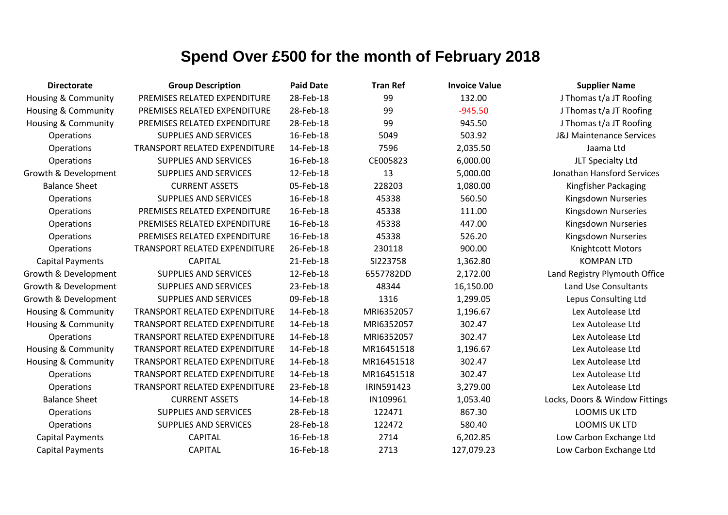# Spend Over £500 for the month of February 2018

| Directorate | Group Description | Paid Date | Tran Ref | Invoice Value | Supplier Name |
|---|---|---|---|---|---|
| Housing & Community | PREMISES RELATED EXPENDITURE | 28-Feb-18 | 99 | 132.00 | J Thomas t/a JT Roofing |
| Housing & Community | PREMISES RELATED EXPENDITURE | 28-Feb-18 | 99 | -945.50 | J Thomas t/a JT Roofing |
| Housing & Community | PREMISES RELATED EXPENDITURE | 28-Feb-18 | 99 | 945.50 | J Thomas t/a JT Roofing |
| Operations | SUPPLIES AND SERVICES | 16-Feb-18 | 5049 | 503.92 | J&J Maintenance Services |
| Operations | TRANSPORT RELATED EXPENDITURE | 14-Feb-18 | 7596 | 2,035.50 | Jaama Ltd |
| Operations | SUPPLIES AND SERVICES | 16-Feb-18 | CE005823 | 6,000.00 | JLT Specialty Ltd |
| Growth & Development | SUPPLIES AND SERVICES | 12-Feb-18 | 13 | 5,000.00 | Jonathan Hansford Services |
| Balance Sheet | CURRENT ASSETS | 05-Feb-18 | 228203 | 1,080.00 | Kingfisher Packaging |
| Operations | SUPPLIES AND SERVICES | 16-Feb-18 | 45338 | 560.50 | Kingsdown Nurseries |
| Operations | PREMISES RELATED EXPENDITURE | 16-Feb-18 | 45338 | 111.00 | Kingsdown Nurseries |
| Operations | PREMISES RELATED EXPENDITURE | 16-Feb-18 | 45338 | 447.00 | Kingsdown Nurseries |
| Operations | PREMISES RELATED EXPENDITURE | 16-Feb-18 | 45338 | 526.20 | Kingsdown Nurseries |
| Operations | TRANSPORT RELATED EXPENDITURE | 26-Feb-18 | 230118 | 900.00 | Knightcott Motors |
| Capital Payments | CAPITAL | 21-Feb-18 | SI223758 | 1,362.80 | KOMPAN LTD |
| Growth & Development | SUPPLIES AND SERVICES | 12-Feb-18 | 6557782DD | 2,172.00 | Land Registry Plymouth Office |
| Growth & Development | SUPPLIES AND SERVICES | 23-Feb-18 | 48344 | 16,150.00 | Land Use Consultants |
| Growth & Development | SUPPLIES AND SERVICES | 09-Feb-18 | 1316 | 1,299.05 | Lepus Consulting Ltd |
| Housing & Community | TRANSPORT RELATED EXPENDITURE | 14-Feb-18 | MRI6352057 | 1,196.67 | Lex Autolease Ltd |
| Housing & Community | TRANSPORT RELATED EXPENDITURE | 14-Feb-18 | MRI6352057 | 302.47 | Lex Autolease Ltd |
| Operations | TRANSPORT RELATED EXPENDITURE | 14-Feb-18 | MRI6352057 | 302.47 | Lex Autolease Ltd |
| Housing & Community | TRANSPORT RELATED EXPENDITURE | 14-Feb-18 | MR16451518 | 1,196.67 | Lex Autolease Ltd |
| Housing & Community | TRANSPORT RELATED EXPENDITURE | 14-Feb-18 | MR16451518 | 302.47 | Lex Autolease Ltd |
| Operations | TRANSPORT RELATED EXPENDITURE | 14-Feb-18 | MR16451518 | 302.47 | Lex Autolease Ltd |
| Operations | TRANSPORT RELATED EXPENDITURE | 23-Feb-18 | IRIN591423 | 3,279.00 | Lex Autolease Ltd |
| Balance Sheet | CURRENT ASSETS | 14-Feb-18 | IN109961 | 1,053.40 | Locks, Doors & Window Fittings |
| Operations | SUPPLIES AND SERVICES | 28-Feb-18 | 122471 | 867.30 | LOOMIS UK LTD |
| Operations | SUPPLIES AND SERVICES | 28-Feb-18 | 122472 | 580.40 | LOOMIS UK LTD |
| Capital Payments | CAPITAL | 16-Feb-18 | 2714 | 6,202.85 | Low Carbon Exchange Ltd |
| Capital Payments | CAPITAL | 16-Feb-18 | 2713 | 127,079.23 | Low Carbon Exchange Ltd |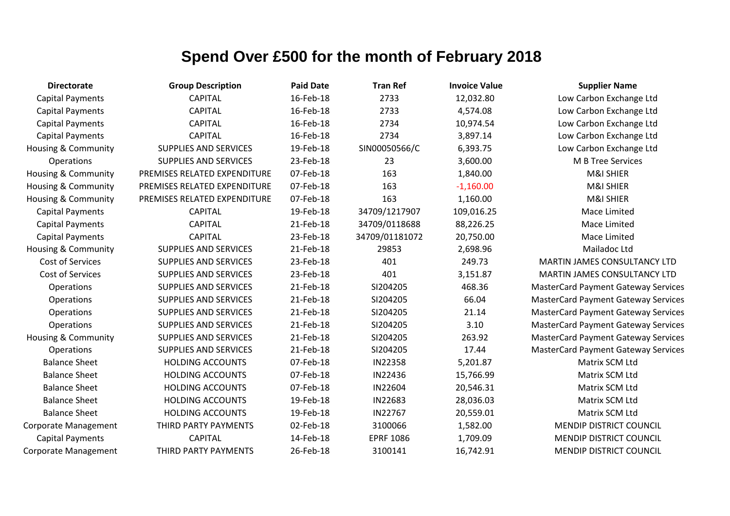# Spend Over £500 for the month of February 2018

| Directorate | Group Description | Paid Date | Tran Ref | Invoice Value | Supplier Name |
|---|---|---|---|---|---|
| Capital Payments | CAPITAL | 16-Feb-18 | 2733 | 12,032.80 | Low Carbon Exchange Ltd |
| Capital Payments | CAPITAL | 16-Feb-18 | 2733 | 4,574.08 | Low Carbon Exchange Ltd |
| Capital Payments | CAPITAL | 16-Feb-18 | 2734 | 10,974.54 | Low Carbon Exchange Ltd |
| Capital Payments | CAPITAL | 16-Feb-18 | 2734 | 3,897.14 | Low Carbon Exchange Ltd |
| Housing & Community | SUPPLIES AND SERVICES | 19-Feb-18 | SIN00050566/C | 6,393.75 | Low Carbon Exchange Ltd |
| Operations | SUPPLIES AND SERVICES | 23-Feb-18 | 23 | 3,600.00 | M B Tree Services |
| Housing & Community | PREMISES RELATED EXPENDITURE | 07-Feb-18 | 163 | 1,840.00 | M&I SHIER |
| Housing & Community | PREMISES RELATED EXPENDITURE | 07-Feb-18 | 163 | -1,160.00 | M&I SHIER |
| Housing & Community | PREMISES RELATED EXPENDITURE | 07-Feb-18 | 163 | 1,160.00 | M&I SHIER |
| Capital Payments | CAPITAL | 19-Feb-18 | 34709/1217907 | 109,016.25 | Mace Limited |
| Capital Payments | CAPITAL | 21-Feb-18 | 34709/0118688 | 88,226.25 | Mace Limited |
| Capital Payments | CAPITAL | 23-Feb-18 | 34709/01181072 | 20,750.00 | Mace Limited |
| Housing & Community | SUPPLIES AND SERVICES | 21-Feb-18 | 29853 | 2,698.96 | Mailadoc Ltd |
| Cost of Services | SUPPLIES AND SERVICES | 23-Feb-18 | 401 | 249.73 | MARTIN JAMES CONSULTANCY LTD |
| Cost of Services | SUPPLIES AND SERVICES | 23-Feb-18 | 401 | 3,151.87 | MARTIN JAMES CONSULTANCY LTD |
| Operations | SUPPLIES AND SERVICES | 21-Feb-18 | SI204205 | 468.36 | MasterCard Payment Gateway Services |
| Operations | SUPPLIES AND SERVICES | 21-Feb-18 | SI204205 | 66.04 | MasterCard Payment Gateway Services |
| Operations | SUPPLIES AND SERVICES | 21-Feb-18 | SI204205 | 21.14 | MasterCard Payment Gateway Services |
| Operations | SUPPLIES AND SERVICES | 21-Feb-18 | SI204205 | 3.10 | MasterCard Payment Gateway Services |
| Housing & Community | SUPPLIES AND SERVICES | 21-Feb-18 | SI204205 | 263.92 | MasterCard Payment Gateway Services |
| Operations | SUPPLIES AND SERVICES | 21-Feb-18 | SI204205 | 17.44 | MasterCard Payment Gateway Services |
| Balance Sheet | HOLDING ACCOUNTS | 07-Feb-18 | IN22358 | 5,201.87 | Matrix SCM Ltd |
| Balance Sheet | HOLDING ACCOUNTS | 07-Feb-18 | IN22436 | 15,766.99 | Matrix SCM Ltd |
| Balance Sheet | HOLDING ACCOUNTS | 07-Feb-18 | IN22604 | 20,546.31 | Matrix SCM Ltd |
| Balance Sheet | HOLDING ACCOUNTS | 19-Feb-18 | IN22683 | 28,036.03 | Matrix SCM Ltd |
| Balance Sheet | HOLDING ACCOUNTS | 19-Feb-18 | IN22767 | 20,559.01 | Matrix SCM Ltd |
| Corporate Management | THIRD PARTY PAYMENTS | 02-Feb-18 | 3100066 | 1,582.00 | MENDIP DISTRICT COUNCIL |
| Capital Payments | CAPITAL | 14-Feb-18 | EPRF 1086 | 1,709.09 | MENDIP DISTRICT COUNCIL |
| Corporate Management | THIRD PARTY PAYMENTS | 26-Feb-18 | 3100141 | 16,742.91 | MENDIP DISTRICT COUNCIL |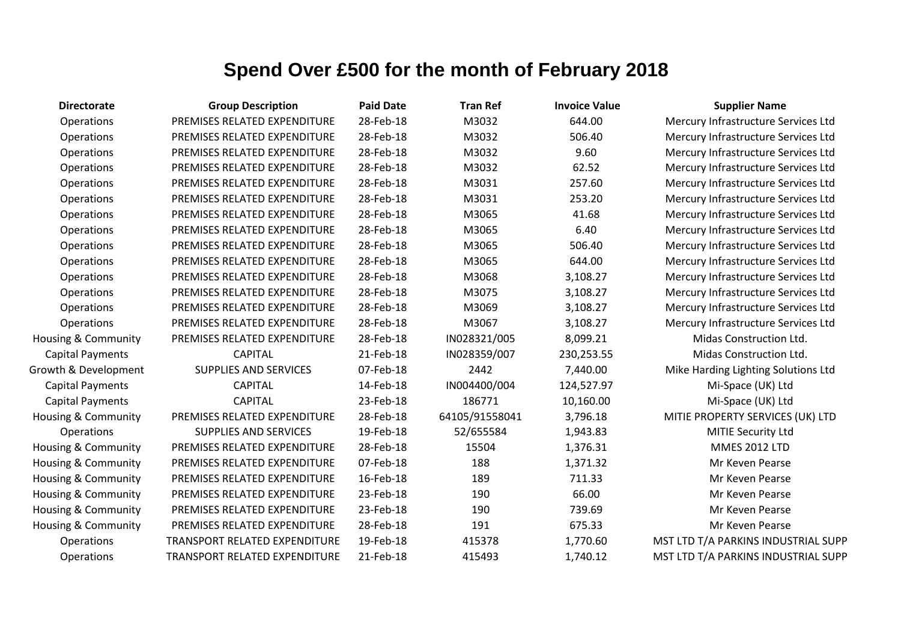# Spend Over £500 for the month of February 2018

| Directorate | Group Description | Paid Date | Tran Ref | Invoice Value | Supplier Name |
|---|---|---|---|---|---|
| Operations | PREMISES RELATED EXPENDITURE | 28-Feb-18 | M3032 | 644.00 | Mercury Infrastructure Services Ltd |
| Operations | PREMISES RELATED EXPENDITURE | 28-Feb-18 | M3032 | 506.40 | Mercury Infrastructure Services Ltd |
| Operations | PREMISES RELATED EXPENDITURE | 28-Feb-18 | M3032 | 9.60 | Mercury Infrastructure Services Ltd |
| Operations | PREMISES RELATED EXPENDITURE | 28-Feb-18 | M3032 | 62.52 | Mercury Infrastructure Services Ltd |
| Operations | PREMISES RELATED EXPENDITURE | 28-Feb-18 | M3031 | 257.60 | Mercury Infrastructure Services Ltd |
| Operations | PREMISES RELATED EXPENDITURE | 28-Feb-18 | M3031 | 253.20 | Mercury Infrastructure Services Ltd |
| Operations | PREMISES RELATED EXPENDITURE | 28-Feb-18 | M3065 | 41.68 | Mercury Infrastructure Services Ltd |
| Operations | PREMISES RELATED EXPENDITURE | 28-Feb-18 | M3065 | 6.40 | Mercury Infrastructure Services Ltd |
| Operations | PREMISES RELATED EXPENDITURE | 28-Feb-18 | M3065 | 506.40 | Mercury Infrastructure Services Ltd |
| Operations | PREMISES RELATED EXPENDITURE | 28-Feb-18 | M3065 | 644.00 | Mercury Infrastructure Services Ltd |
| Operations | PREMISES RELATED EXPENDITURE | 28-Feb-18 | M3068 | 3,108.27 | Mercury Infrastructure Services Ltd |
| Operations | PREMISES RELATED EXPENDITURE | 28-Feb-18 | M3075 | 3,108.27 | Mercury Infrastructure Services Ltd |
| Operations | PREMISES RELATED EXPENDITURE | 28-Feb-18 | M3069 | 3,108.27 | Mercury Infrastructure Services Ltd |
| Operations | PREMISES RELATED EXPENDITURE | 28-Feb-18 | M3067 | 3,108.27 | Mercury Infrastructure Services Ltd |
| Housing & Community | PREMISES RELATED EXPENDITURE | 28-Feb-18 | IN028321/005 | 8,099.21 | Midas Construction Ltd. |
| Capital Payments | CAPITAL | 21-Feb-18 | IN028359/007 | 230,253.55 | Midas Construction Ltd. |
| Growth & Development | SUPPLIES AND SERVICES | 07-Feb-18 | 2442 | 7,440.00 | Mike Harding Lighting Solutions Ltd |
| Capital Payments | CAPITAL | 14-Feb-18 | IN004400/004 | 124,527.97 | Mi-Space (UK) Ltd |
| Capital Payments | CAPITAL | 23-Feb-18 | 186771 | 10,160.00 | Mi-Space (UK) Ltd |
| Housing & Community | PREMISES RELATED EXPENDITURE | 28-Feb-18 | 64105/91558041 | 3,796.18 | MITIE PROPERTY SERVICES (UK) LTD |
| Operations | SUPPLIES AND SERVICES | 19-Feb-18 | 52/655584 | 1,943.83 | MITIE Security Ltd |
| Housing & Community | PREMISES RELATED EXPENDITURE | 28-Feb-18 | 15504 | 1,376.31 | MMES 2012 LTD |
| Housing & Community | PREMISES RELATED EXPENDITURE | 07-Feb-18 | 188 | 1,371.32 | Mr Keven Pearse |
| Housing & Community | PREMISES RELATED EXPENDITURE | 16-Feb-18 | 189 | 711.33 | Mr Keven Pearse |
| Housing & Community | PREMISES RELATED EXPENDITURE | 23-Feb-18 | 190 | 66.00 | Mr Keven Pearse |
| Housing & Community | PREMISES RELATED EXPENDITURE | 23-Feb-18 | 190 | 739.69 | Mr Keven Pearse |
| Housing & Community | PREMISES RELATED EXPENDITURE | 28-Feb-18 | 191 | 675.33 | Mr Keven Pearse |
| Operations | TRANSPORT RELATED EXPENDITURE | 19-Feb-18 | 415378 | 1,770.60 | MST LTD T/A PARKINS INDUSTRIAL SUPP |
| Operations | TRANSPORT RELATED EXPENDITURE | 21-Feb-18 | 415493 | 1,740.12 | MST LTD T/A PARKINS INDUSTRIAL SUPP |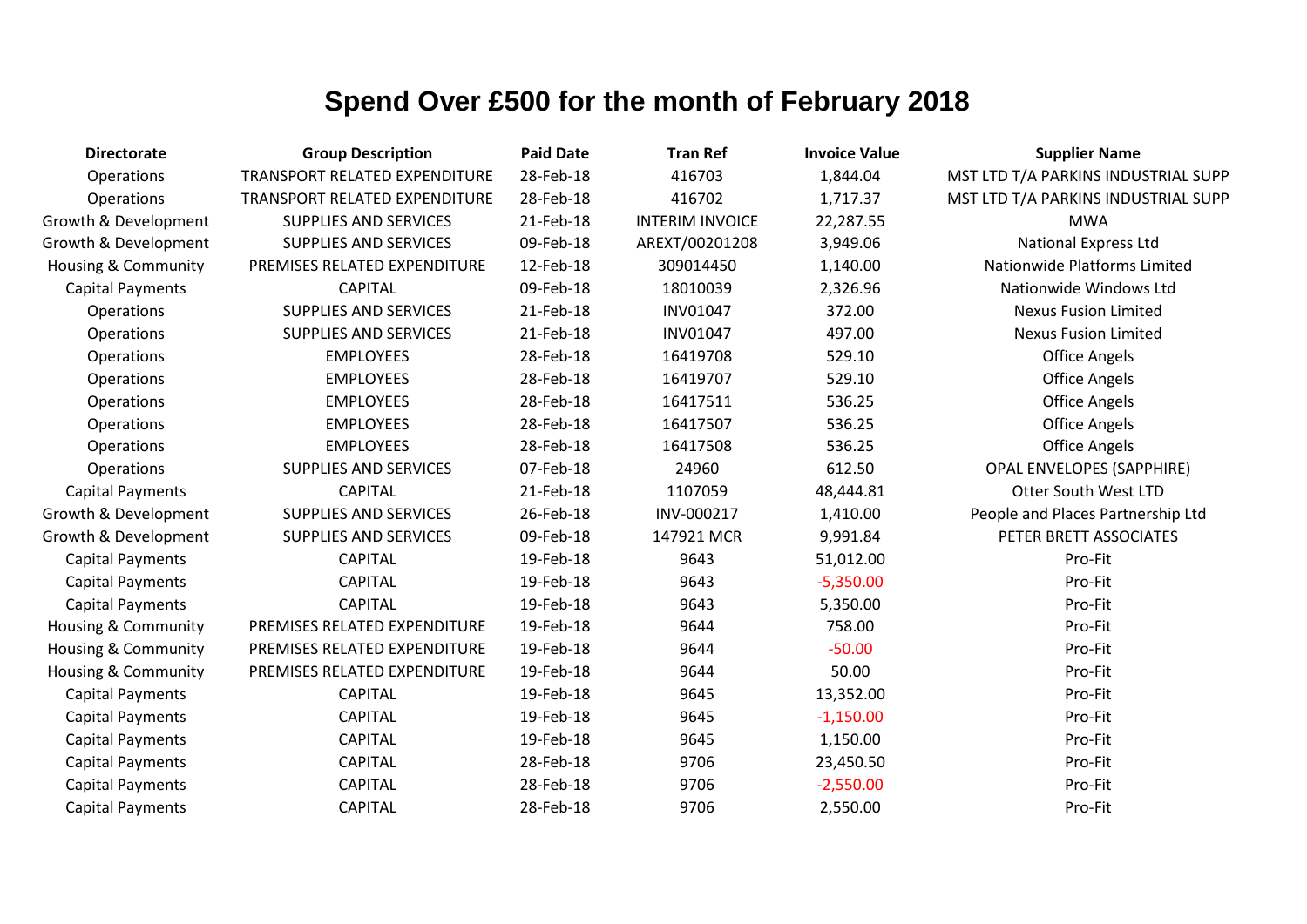# Spend Over £500 for the month of February 2018

| Directorate | Group Description | Paid Date | Tran Ref | Invoice Value | Supplier Name |
|---|---|---|---|---|---|
| Operations | TRANSPORT RELATED EXPENDITURE | 28-Feb-18 | 416703 | 1,844.04 | MST LTD T/A PARKINS INDUSTRIAL SUPP |
| Operations | TRANSPORT RELATED EXPENDITURE | 28-Feb-18 | 416702 | 1,717.37 | MST LTD T/A PARKINS INDUSTRIAL SUPP |
| Growth & Development | SUPPLIES AND SERVICES | 21-Feb-18 | INTERIM INVOICE | 22,287.55 | MWA |
| Growth & Development | SUPPLIES AND SERVICES | 09-Feb-18 | AREXT/00201208 | 3,949.06 | National Express Ltd |
| Housing & Community | PREMISES RELATED EXPENDITURE | 12-Feb-18 | 309014450 | 1,140.00 | Nationwide Platforms Limited |
| Capital Payments | CAPITAL | 09-Feb-18 | 18010039 | 2,326.96 | Nationwide Windows Ltd |
| Operations | SUPPLIES AND SERVICES | 21-Feb-18 | INV01047 | 372.00 | Nexus Fusion Limited |
| Operations | SUPPLIES AND SERVICES | 21-Feb-18 | INV01047 | 497.00 | Nexus Fusion Limited |
| Operations | EMPLOYEES | 28-Feb-18 | 16419708 | 529.10 | Office Angels |
| Operations | EMPLOYEES | 28-Feb-18 | 16419707 | 529.10 | Office Angels |
| Operations | EMPLOYEES | 28-Feb-18 | 16417511 | 536.25 | Office Angels |
| Operations | EMPLOYEES | 28-Feb-18 | 16417507 | 536.25 | Office Angels |
| Operations | EMPLOYEES | 28-Feb-18 | 16417508 | 536.25 | Office Angels |
| Operations | SUPPLIES AND SERVICES | 07-Feb-18 | 24960 | 612.50 | OPAL ENVELOPES (SAPPHIRE) |
| Capital Payments | CAPITAL | 21-Feb-18 | 1107059 | 48,444.81 | Otter South West LTD |
| Growth & Development | SUPPLIES AND SERVICES | 26-Feb-18 | INV-000217 | 1,410.00 | People and Places Partnership Ltd |
| Growth & Development | SUPPLIES AND SERVICES | 09-Feb-18 | 147921 MCR | 9,991.84 | PETER BRETT ASSOCIATES |
| Capital Payments | CAPITAL | 19-Feb-18 | 9643 | 51,012.00 | Pro-Fit |
| Capital Payments | CAPITAL | 19-Feb-18 | 9643 | -5,350.00 | Pro-Fit |
| Capital Payments | CAPITAL | 19-Feb-18 | 9643 | 5,350.00 | Pro-Fit |
| Housing & Community | PREMISES RELATED EXPENDITURE | 19-Feb-18 | 9644 | 758.00 | Pro-Fit |
| Housing & Community | PREMISES RELATED EXPENDITURE | 19-Feb-18 | 9644 | -50.00 | Pro-Fit |
| Housing & Community | PREMISES RELATED EXPENDITURE | 19-Feb-18 | 9644 | 50.00 | Pro-Fit |
| Capital Payments | CAPITAL | 19-Feb-18 | 9645 | 13,352.00 | Pro-Fit |
| Capital Payments | CAPITAL | 19-Feb-18 | 9645 | -1,150.00 | Pro-Fit |
| Capital Payments | CAPITAL | 19-Feb-18 | 9645 | 1,150.00 | Pro-Fit |
| Capital Payments | CAPITAL | 28-Feb-18 | 9706 | 23,450.50 | Pro-Fit |
| Capital Payments | CAPITAL | 28-Feb-18 | 9706 | -2,550.00 | Pro-Fit |
| Capital Payments | CAPITAL | 28-Feb-18 | 9706 | 2,550.00 | Pro-Fit |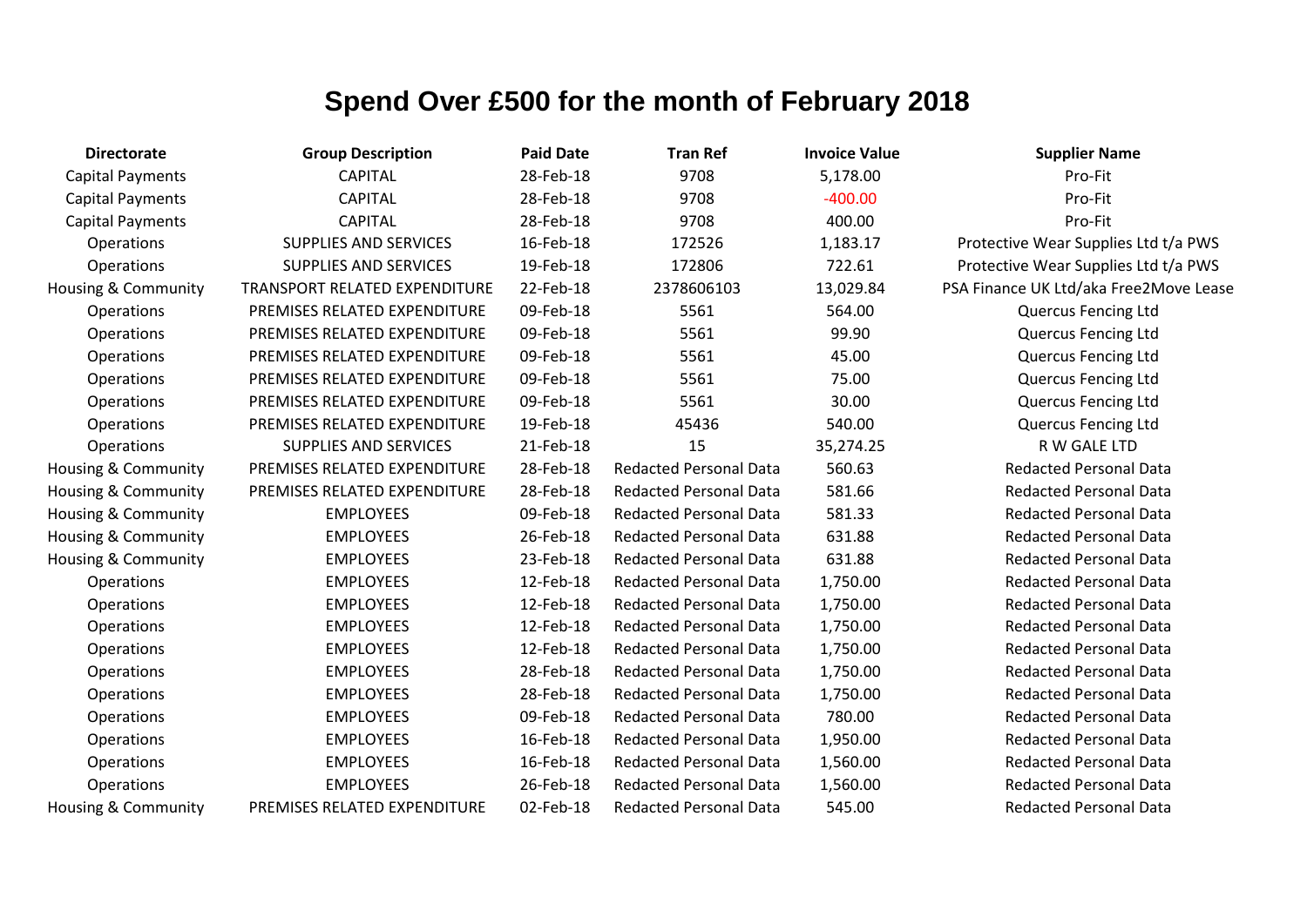# Spend Over £500 for the month of February 2018

| Directorate | Group Description | Paid Date | Tran Ref | Invoice Value | Supplier Name |
|---|---|---|---|---|---|
| Capital Payments | CAPITAL | 28-Feb-18 | 9708 | 5,178.00 | Pro-Fit |
| Capital Payments | CAPITAL | 28-Feb-18 | 9708 | -400.00 | Pro-Fit |
| Capital Payments | CAPITAL | 28-Feb-18 | 9708 | 400.00 | Pro-Fit |
| Operations | SUPPLIES AND SERVICES | 16-Feb-18 | 172526 | 1,183.17 | Protective Wear Supplies Ltd t/a PWS |
| Operations | SUPPLIES AND SERVICES | 19-Feb-18 | 172806 | 722.61 | Protective Wear Supplies Ltd t/a PWS |
| Housing & Community | TRANSPORT RELATED EXPENDITURE | 22-Feb-18 | 2378606103 | 13,029.84 | PSA Finance UK Ltd/aka Free2Move Lease |
| Operations | PREMISES RELATED EXPENDITURE | 09-Feb-18 | 5561 | 564.00 | Quercus Fencing Ltd |
| Operations | PREMISES RELATED EXPENDITURE | 09-Feb-18 | 5561 | 99.90 | Quercus Fencing Ltd |
| Operations | PREMISES RELATED EXPENDITURE | 09-Feb-18 | 5561 | 45.00 | Quercus Fencing Ltd |
| Operations | PREMISES RELATED EXPENDITURE | 09-Feb-18 | 5561 | 75.00 | Quercus Fencing Ltd |
| Operations | PREMISES RELATED EXPENDITURE | 09-Feb-18 | 5561 | 30.00 | Quercus Fencing Ltd |
| Operations | PREMISES RELATED EXPENDITURE | 19-Feb-18 | 45436 | 540.00 | Quercus Fencing Ltd |
| Operations | SUPPLIES AND SERVICES | 21-Feb-18 | 15 | 35,274.25 | R W GALE LTD |
| Housing & Community | PREMISES RELATED EXPENDITURE | 28-Feb-18 | Redacted Personal Data | 560.63 | Redacted Personal Data |
| Housing & Community | PREMISES RELATED EXPENDITURE | 28-Feb-18 | Redacted Personal Data | 581.66 | Redacted Personal Data |
| Housing & Community | EMPLOYEES | 09-Feb-18 | Redacted Personal Data | 581.33 | Redacted Personal Data |
| Housing & Community | EMPLOYEES | 26-Feb-18 | Redacted Personal Data | 631.88 | Redacted Personal Data |
| Housing & Community | EMPLOYEES | 23-Feb-18 | Redacted Personal Data | 631.88 | Redacted Personal Data |
| Operations | EMPLOYEES | 12-Feb-18 | Redacted Personal Data | 1,750.00 | Redacted Personal Data |
| Operations | EMPLOYEES | 12-Feb-18 | Redacted Personal Data | 1,750.00 | Redacted Personal Data |
| Operations | EMPLOYEES | 12-Feb-18 | Redacted Personal Data | 1,750.00 | Redacted Personal Data |
| Operations | EMPLOYEES | 12-Feb-18 | Redacted Personal Data | 1,750.00 | Redacted Personal Data |
| Operations | EMPLOYEES | 28-Feb-18 | Redacted Personal Data | 1,750.00 | Redacted Personal Data |
| Operations | EMPLOYEES | 28-Feb-18 | Redacted Personal Data | 1,750.00 | Redacted Personal Data |
| Operations | EMPLOYEES | 09-Feb-18 | Redacted Personal Data | 780.00 | Redacted Personal Data |
| Operations | EMPLOYEES | 16-Feb-18 | Redacted Personal Data | 1,950.00 | Redacted Personal Data |
| Operations | EMPLOYEES | 16-Feb-18 | Redacted Personal Data | 1,560.00 | Redacted Personal Data |
| Operations | EMPLOYEES | 26-Feb-18 | Redacted Personal Data | 1,560.00 | Redacted Personal Data |
| Housing & Community | PREMISES RELATED EXPENDITURE | 02-Feb-18 | Redacted Personal Data | 545.00 | Redacted Personal Data |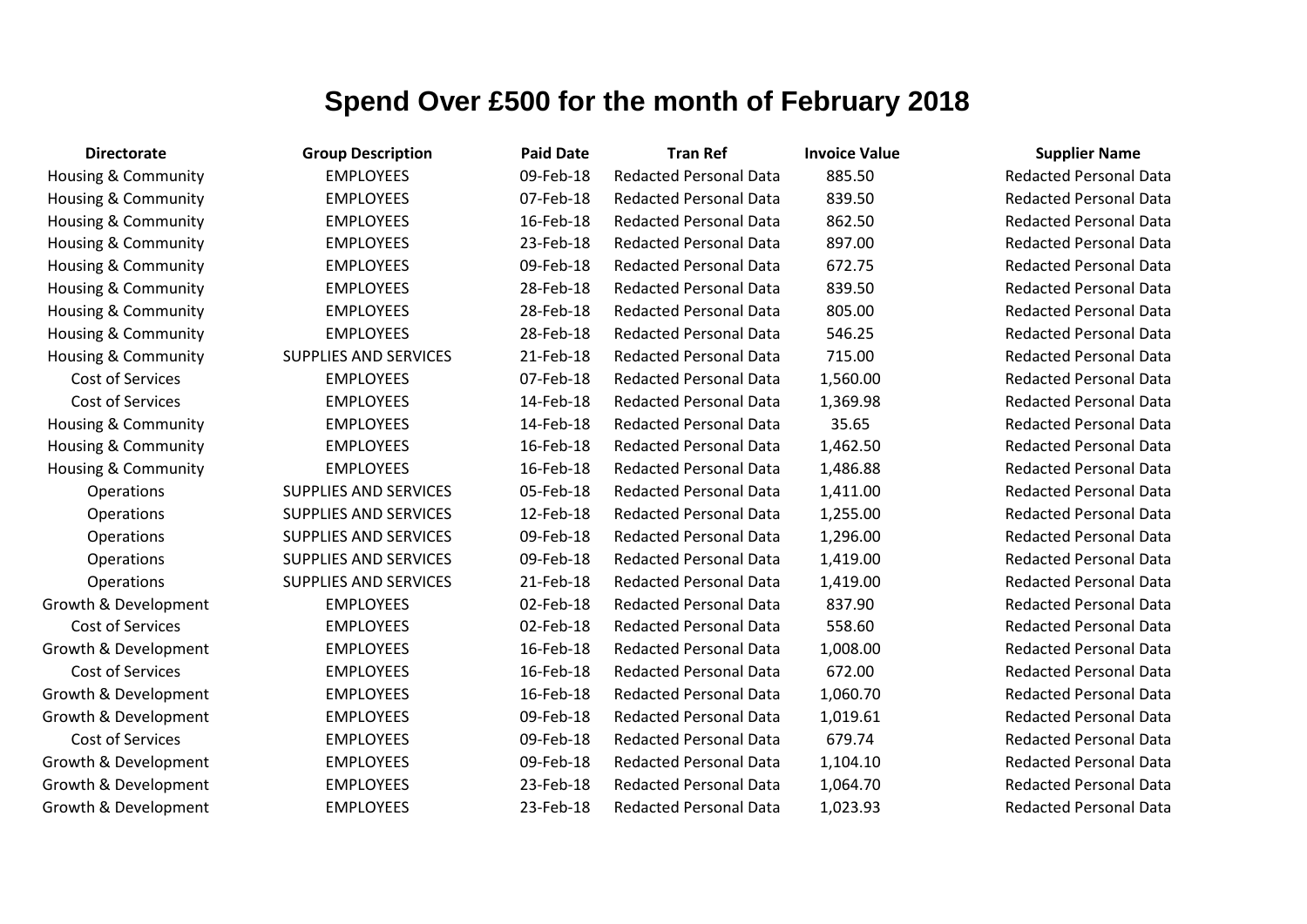# Spend Over £500 for the month of February 2018

| Directorate | Group Description | Paid Date | Tran Ref | Invoice Value | Supplier Name |
|---|---|---|---|---|---|
| Housing & Community | EMPLOYEES | 09-Feb-18 | Redacted Personal Data | 885.50 | Redacted Personal Data |
| Housing & Community | EMPLOYEES | 07-Feb-18 | Redacted Personal Data | 839.50 | Redacted Personal Data |
| Housing & Community | EMPLOYEES | 16-Feb-18 | Redacted Personal Data | 862.50 | Redacted Personal Data |
| Housing & Community | EMPLOYEES | 23-Feb-18 | Redacted Personal Data | 897.00 | Redacted Personal Data |
| Housing & Community | EMPLOYEES | 09-Feb-18 | Redacted Personal Data | 672.75 | Redacted Personal Data |
| Housing & Community | EMPLOYEES | 28-Feb-18 | Redacted Personal Data | 839.50 | Redacted Personal Data |
| Housing & Community | EMPLOYEES | 28-Feb-18 | Redacted Personal Data | 805.00 | Redacted Personal Data |
| Housing & Community | EMPLOYEES | 28-Feb-18 | Redacted Personal Data | 546.25 | Redacted Personal Data |
| Housing & Community | SUPPLIES AND SERVICES | 21-Feb-18 | Redacted Personal Data | 715.00 | Redacted Personal Data |
| Cost of Services | EMPLOYEES | 07-Feb-18 | Redacted Personal Data | 1,560.00 | Redacted Personal Data |
| Cost of Services | EMPLOYEES | 14-Feb-18 | Redacted Personal Data | 1,369.98 | Redacted Personal Data |
| Housing & Community | EMPLOYEES | 14-Feb-18 | Redacted Personal Data | 35.65 | Redacted Personal Data |
| Housing & Community | EMPLOYEES | 16-Feb-18 | Redacted Personal Data | 1,462.50 | Redacted Personal Data |
| Housing & Community | EMPLOYEES | 16-Feb-18 | Redacted Personal Data | 1,486.88 | Redacted Personal Data |
| Operations | SUPPLIES AND SERVICES | 05-Feb-18 | Redacted Personal Data | 1,411.00 | Redacted Personal Data |
| Operations | SUPPLIES AND SERVICES | 12-Feb-18 | Redacted Personal Data | 1,255.00 | Redacted Personal Data |
| Operations | SUPPLIES AND SERVICES | 09-Feb-18 | Redacted Personal Data | 1,296.00 | Redacted Personal Data |
| Operations | SUPPLIES AND SERVICES | 09-Feb-18 | Redacted Personal Data | 1,419.00 | Redacted Personal Data |
| Operations | SUPPLIES AND SERVICES | 21-Feb-18 | Redacted Personal Data | 1,419.00 | Redacted Personal Data |
| Growth & Development | EMPLOYEES | 02-Feb-18 | Redacted Personal Data | 837.90 | Redacted Personal Data |
| Cost of Services | EMPLOYEES | 02-Feb-18 | Redacted Personal Data | 558.60 | Redacted Personal Data |
| Growth & Development | EMPLOYEES | 16-Feb-18 | Redacted Personal Data | 1,008.00 | Redacted Personal Data |
| Cost of Services | EMPLOYEES | 16-Feb-18 | Redacted Personal Data | 672.00 | Redacted Personal Data |
| Growth & Development | EMPLOYEES | 16-Feb-18 | Redacted Personal Data | 1,060.70 | Redacted Personal Data |
| Growth & Development | EMPLOYEES | 09-Feb-18 | Redacted Personal Data | 1,019.61 | Redacted Personal Data |
| Cost of Services | EMPLOYEES | 09-Feb-18 | Redacted Personal Data | 679.74 | Redacted Personal Data |
| Growth & Development | EMPLOYEES | 09-Feb-18 | Redacted Personal Data | 1,104.10 | Redacted Personal Data |
| Growth & Development | EMPLOYEES | 23-Feb-18 | Redacted Personal Data | 1,064.70 | Redacted Personal Data |
| Growth & Development | EMPLOYEES | 23-Feb-18 | Redacted Personal Data | 1,023.93 | Redacted Personal Data |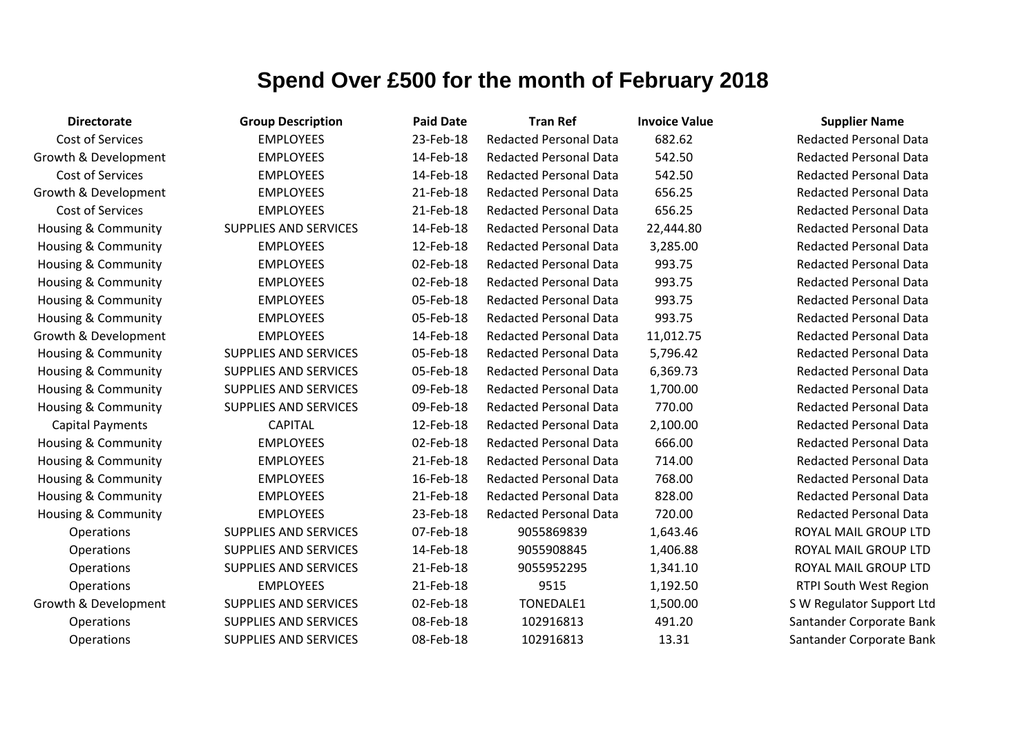# Spend Over £500 for the month of February 2018

| Directorate | Group Description | Paid Date | Tran Ref | Invoice Value | Supplier Name |
|---|---|---|---|---|---|
| Cost of Services | EMPLOYEES | 23-Feb-18 | Redacted Personal Data | 682.62 | Redacted Personal Data |
| Growth & Development | EMPLOYEES | 14-Feb-18 | Redacted Personal Data | 542.50 | Redacted Personal Data |
| Cost of Services | EMPLOYEES | 14-Feb-18 | Redacted Personal Data | 542.50 | Redacted Personal Data |
| Growth & Development | EMPLOYEES | 21-Feb-18 | Redacted Personal Data | 656.25 | Redacted Personal Data |
| Cost of Services | EMPLOYEES | 21-Feb-18 | Redacted Personal Data | 656.25 | Redacted Personal Data |
| Housing & Community | SUPPLIES AND SERVICES | 14-Feb-18 | Redacted Personal Data | 22,444.80 | Redacted Personal Data |
| Housing & Community | EMPLOYEES | 12-Feb-18 | Redacted Personal Data | 3,285.00 | Redacted Personal Data |
| Housing & Community | EMPLOYEES | 02-Feb-18 | Redacted Personal Data | 993.75 | Redacted Personal Data |
| Housing & Community | EMPLOYEES | 02-Feb-18 | Redacted Personal Data | 993.75 | Redacted Personal Data |
| Housing & Community | EMPLOYEES | 05-Feb-18 | Redacted Personal Data | 993.75 | Redacted Personal Data |
| Housing & Community | EMPLOYEES | 05-Feb-18 | Redacted Personal Data | 993.75 | Redacted Personal Data |
| Growth & Development | EMPLOYEES | 14-Feb-18 | Redacted Personal Data | 11,012.75 | Redacted Personal Data |
| Housing & Community | SUPPLIES AND SERVICES | 05-Feb-18 | Redacted Personal Data | 5,796.42 | Redacted Personal Data |
| Housing & Community | SUPPLIES AND SERVICES | 05-Feb-18 | Redacted Personal Data | 6,369.73 | Redacted Personal Data |
| Housing & Community | SUPPLIES AND SERVICES | 09-Feb-18 | Redacted Personal Data | 1,700.00 | Redacted Personal Data |
| Housing & Community | SUPPLIES AND SERVICES | 09-Feb-18 | Redacted Personal Data | 770.00 | Redacted Personal Data |
| Capital Payments | CAPITAL | 12-Feb-18 | Redacted Personal Data | 2,100.00 | Redacted Personal Data |
| Housing & Community | EMPLOYEES | 02-Feb-18 | Redacted Personal Data | 666.00 | Redacted Personal Data |
| Housing & Community | EMPLOYEES | 21-Feb-18 | Redacted Personal Data | 714.00 | Redacted Personal Data |
| Housing & Community | EMPLOYEES | 16-Feb-18 | Redacted Personal Data | 768.00 | Redacted Personal Data |
| Housing & Community | EMPLOYEES | 21-Feb-18 | Redacted Personal Data | 828.00 | Redacted Personal Data |
| Housing & Community | EMPLOYEES | 23-Feb-18 | Redacted Personal Data | 720.00 | Redacted Personal Data |
| Operations | SUPPLIES AND SERVICES | 07-Feb-18 | 9055869839 | 1,643.46 | ROYAL MAIL GROUP LTD |
| Operations | SUPPLIES AND SERVICES | 14-Feb-18 | 9055908845 | 1,406.88 | ROYAL MAIL GROUP LTD |
| Operations | SUPPLIES AND SERVICES | 21-Feb-18 | 9055952295 | 1,341.10 | ROYAL MAIL GROUP LTD |
| Operations | EMPLOYEES | 21-Feb-18 | 9515 | 1,192.50 | RTPI South West Region |
| Growth & Development | SUPPLIES AND SERVICES | 02-Feb-18 | TONEDALE1 | 1,500.00 | S W Regulator Support Ltd |
| Operations | SUPPLIES AND SERVICES | 08-Feb-18 | 102916813 | 491.20 | Santander Corporate Bank |
| Operations | SUPPLIES AND SERVICES | 08-Feb-18 | 102916813 | 13.31 | Santander Corporate Bank |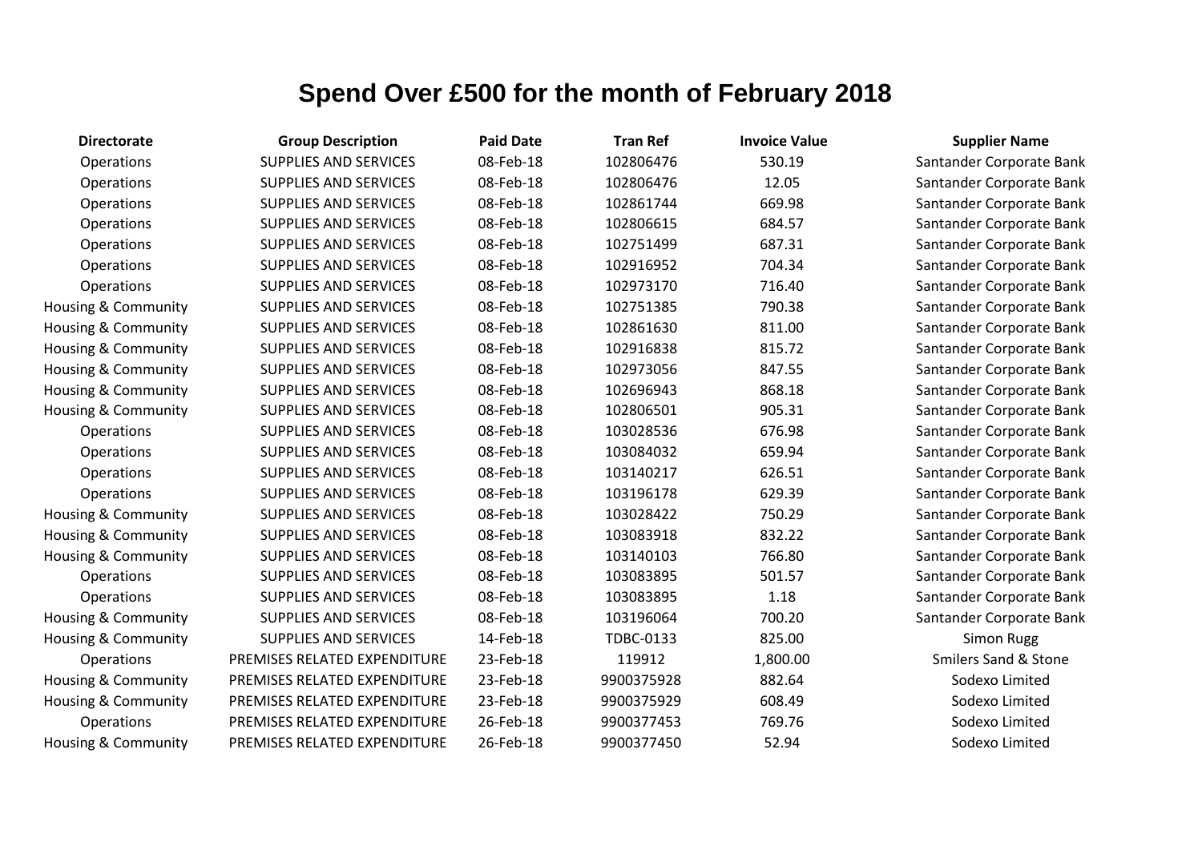# Spend Over £500 for the month of February 2018

| Directorate | Group Description | Paid Date | Tran Ref | Invoice Value | Supplier Name |
|---|---|---|---|---|---|
| Operations | SUPPLIES AND SERVICES | 08-Feb-18 | 102806476 | 530.19 | Santander Corporate Bank |
| Operations | SUPPLIES AND SERVICES | 08-Feb-18 | 102806476 | 12.05 | Santander Corporate Bank |
| Operations | SUPPLIES AND SERVICES | 08-Feb-18 | 102861744 | 669.98 | Santander Corporate Bank |
| Operations | SUPPLIES AND SERVICES | 08-Feb-18 | 102806615 | 684.57 | Santander Corporate Bank |
| Operations | SUPPLIES AND SERVICES | 08-Feb-18 | 102751499 | 687.31 | Santander Corporate Bank |
| Operations | SUPPLIES AND SERVICES | 08-Feb-18 | 102916952 | 704.34 | Santander Corporate Bank |
| Operations | SUPPLIES AND SERVICES | 08-Feb-18 | 102973170 | 716.40 | Santander Corporate Bank |
| Housing & Community | SUPPLIES AND SERVICES | 08-Feb-18 | 102751385 | 790.38 | Santander Corporate Bank |
| Housing & Community | SUPPLIES AND SERVICES | 08-Feb-18 | 102861630 | 811.00 | Santander Corporate Bank |
| Housing & Community | SUPPLIES AND SERVICES | 08-Feb-18 | 102916838 | 815.72 | Santander Corporate Bank |
| Housing & Community | SUPPLIES AND SERVICES | 08-Feb-18 | 102973056 | 847.55 | Santander Corporate Bank |
| Housing & Community | SUPPLIES AND SERVICES | 08-Feb-18 | 102696943 | 868.18 | Santander Corporate Bank |
| Housing & Community | SUPPLIES AND SERVICES | 08-Feb-18 | 102806501 | 905.31 | Santander Corporate Bank |
| Operations | SUPPLIES AND SERVICES | 08-Feb-18 | 103028536 | 676.98 | Santander Corporate Bank |
| Operations | SUPPLIES AND SERVICES | 08-Feb-18 | 103084032 | 659.94 | Santander Corporate Bank |
| Operations | SUPPLIES AND SERVICES | 08-Feb-18 | 103140217 | 626.51 | Santander Corporate Bank |
| Operations | SUPPLIES AND SERVICES | 08-Feb-18 | 103196178 | 629.39 | Santander Corporate Bank |
| Housing & Community | SUPPLIES AND SERVICES | 08-Feb-18 | 103028422 | 750.29 | Santander Corporate Bank |
| Housing & Community | SUPPLIES AND SERVICES | 08-Feb-18 | 103083918 | 832.22 | Santander Corporate Bank |
| Housing & Community | SUPPLIES AND SERVICES | 08-Feb-18 | 103140103 | 766.80 | Santander Corporate Bank |
| Operations | SUPPLIES AND SERVICES | 08-Feb-18 | 103083895 | 501.57 | Santander Corporate Bank |
| Operations | SUPPLIES AND SERVICES | 08-Feb-18 | 103083895 | 1.18 | Santander Corporate Bank |
| Housing & Community | SUPPLIES AND SERVICES | 08-Feb-18 | 103196064 | 700.20 | Santander Corporate Bank |
| Housing & Community | SUPPLIES AND SERVICES | 14-Feb-18 | TDBC-0133 | 825.00 | Simon Rugg |
| Operations | PREMISES RELATED EXPENDITURE | 23-Feb-18 | 119912 | 1,800.00 | Smilers Sand & Stone |
| Housing & Community | PREMISES RELATED EXPENDITURE | 23-Feb-18 | 9900375928 | 882.64 | Sodexo Limited |
| Housing & Community | PREMISES RELATED EXPENDITURE | 23-Feb-18 | 9900375929 | 608.49 | Sodexo Limited |
| Operations | PREMISES RELATED EXPENDITURE | 26-Feb-18 | 9900377453 | 769.76 | Sodexo Limited |
| Housing & Community | PREMISES RELATED EXPENDITURE | 26-Feb-18 | 9900377450 | 52.94 | Sodexo Limited |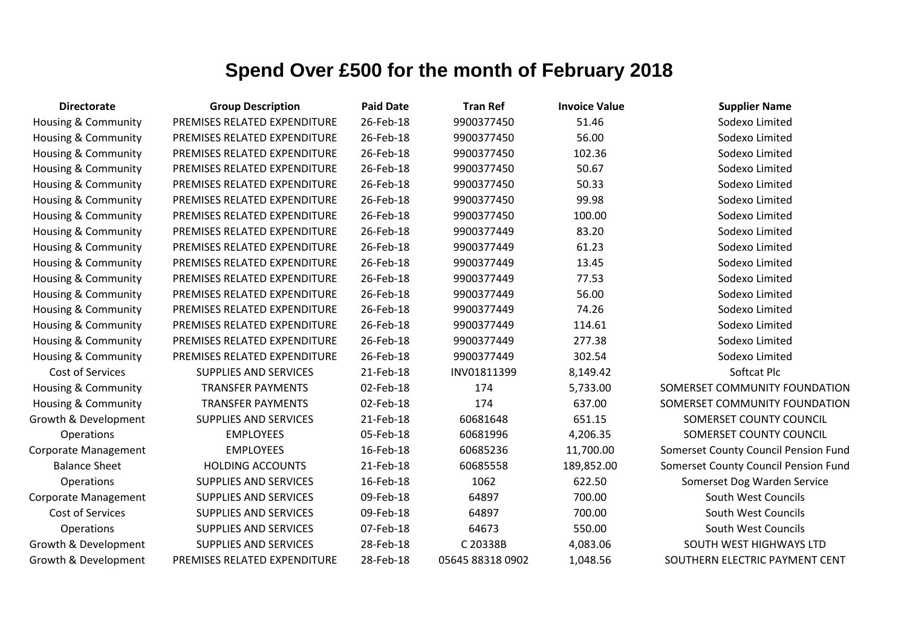# Spend Over £500 for the month of February 2018

| Directorate | Group Description | Paid Date | Tran Ref | Invoice Value | Supplier Name |
|---|---|---|---|---|---|
| Housing & Community | PREMISES RELATED EXPENDITURE | 26-Feb-18 | 9900377450 | 51.46 | Sodexo Limited |
| Housing & Community | PREMISES RELATED EXPENDITURE | 26-Feb-18 | 9900377450 | 56.00 | Sodexo Limited |
| Housing & Community | PREMISES RELATED EXPENDITURE | 26-Feb-18 | 9900377450 | 102.36 | Sodexo Limited |
| Housing & Community | PREMISES RELATED EXPENDITURE | 26-Feb-18 | 9900377450 | 50.67 | Sodexo Limited |
| Housing & Community | PREMISES RELATED EXPENDITURE | 26-Feb-18 | 9900377450 | 50.33 | Sodexo Limited |
| Housing & Community | PREMISES RELATED EXPENDITURE | 26-Feb-18 | 9900377450 | 99.98 | Sodexo Limited |
| Housing & Community | PREMISES RELATED EXPENDITURE | 26-Feb-18 | 9900377450 | 100.00 | Sodexo Limited |
| Housing & Community | PREMISES RELATED EXPENDITURE | 26-Feb-18 | 9900377449 | 83.20 | Sodexo Limited |
| Housing & Community | PREMISES RELATED EXPENDITURE | 26-Feb-18 | 9900377449 | 61.23 | Sodexo Limited |
| Housing & Community | PREMISES RELATED EXPENDITURE | 26-Feb-18 | 9900377449 | 13.45 | Sodexo Limited |
| Housing & Community | PREMISES RELATED EXPENDITURE | 26-Feb-18 | 9900377449 | 77.53 | Sodexo Limited |
| Housing & Community | PREMISES RELATED EXPENDITURE | 26-Feb-18 | 9900377449 | 56.00 | Sodexo Limited |
| Housing & Community | PREMISES RELATED EXPENDITURE | 26-Feb-18 | 9900377449 | 74.26 | Sodexo Limited |
| Housing & Community | PREMISES RELATED EXPENDITURE | 26-Feb-18 | 9900377449 | 114.61 | Sodexo Limited |
| Housing & Community | PREMISES RELATED EXPENDITURE | 26-Feb-18 | 9900377449 | 277.38 | Sodexo Limited |
| Housing & Community | PREMISES RELATED EXPENDITURE | 26-Feb-18 | 9900377449 | 302.54 | Sodexo Limited |
| Cost of Services | SUPPLIES AND SERVICES | 21-Feb-18 | INV01811399 | 8,149.42 | Softcat Plc |
| Housing & Community | TRANSFER PAYMENTS | 02-Feb-18 | 174 | 5,733.00 | SOMERSET COMMUNITY FOUNDATION |
| Housing & Community | TRANSFER PAYMENTS | 02-Feb-18 | 174 | 637.00 | SOMERSET COMMUNITY FOUNDATION |
| Growth & Development | SUPPLIES AND SERVICES | 21-Feb-18 | 60681648 | 651.15 | SOMERSET COUNTY COUNCIL |
| Operations | EMPLOYEES | 05-Feb-18 | 60681996 | 4,206.35 | SOMERSET COUNTY COUNCIL |
| Corporate Management | EMPLOYEES | 16-Feb-18 | 60685236 | 11,700.00 | Somerset County Council Pension Fund |
| Balance Sheet | HOLDING ACCOUNTS | 21-Feb-18 | 60685558 | 189,852.00 | Somerset County Council Pension Fund |
| Operations | SUPPLIES AND SERVICES | 16-Feb-18 | 1062 | 622.50 | Somerset Dog Warden Service |
| Corporate Management | SUPPLIES AND SERVICES | 09-Feb-18 | 64897 | 700.00 | South West Councils |
| Cost of Services | SUPPLIES AND SERVICES | 09-Feb-18 | 64897 | 700.00 | South West Councils |
| Operations | SUPPLIES AND SERVICES | 07-Feb-18 | 64673 | 550.00 | South West Councils |
| Growth & Development | SUPPLIES AND SERVICES | 28-Feb-18 | C 20338B | 4,083.06 | SOUTH WEST HIGHWAYS LTD |
| Growth & Development | PREMISES RELATED EXPENDITURE | 28-Feb-18 | 05645 88318 0902 | 1,048.56 | SOUTHERN ELECTRIC PAYMENT CENT |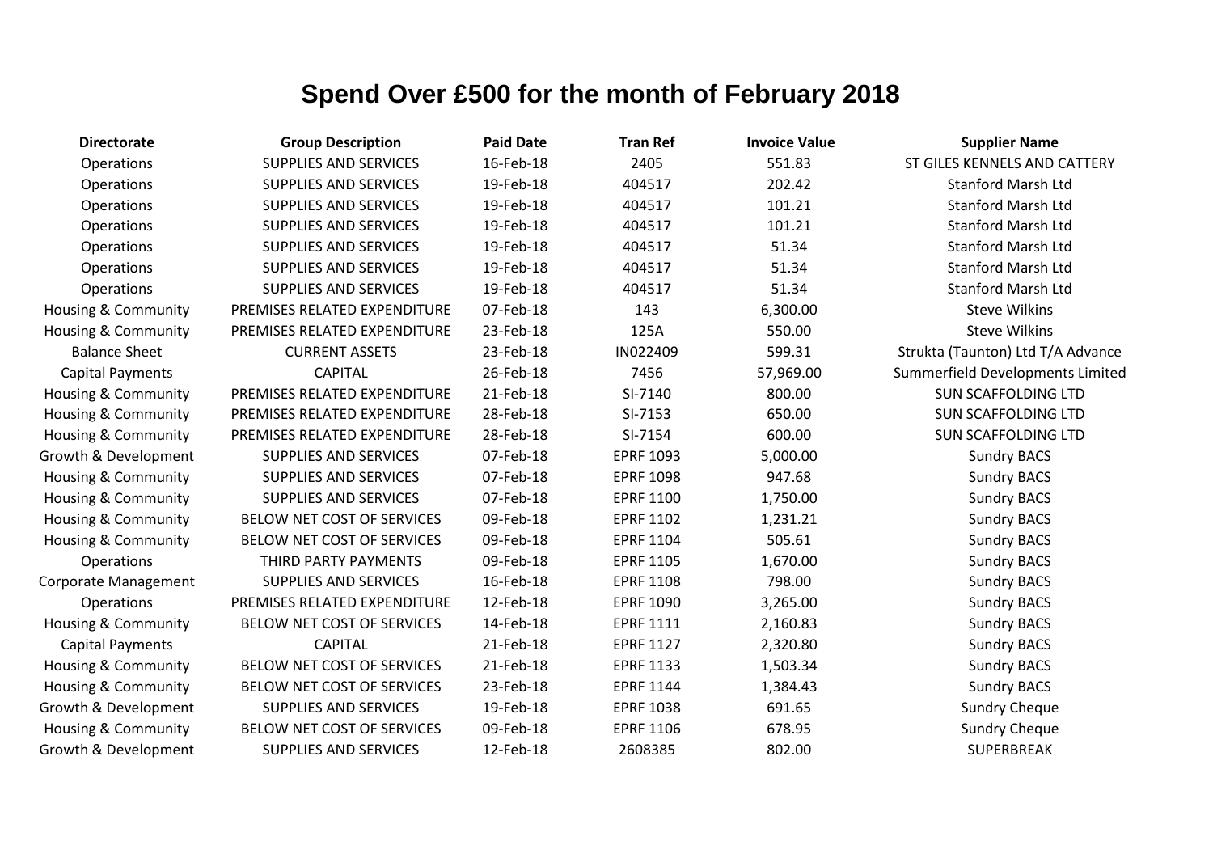# Spend Over £500 for the month of February 2018

| Directorate | Group Description | Paid Date | Tran Ref | Invoice Value | Supplier Name |
|---|---|---|---|---|---|
| Operations | SUPPLIES AND SERVICES | 16-Feb-18 | 2405 | 551.83 | ST GILES KENNELS AND CATTERY |
| Operations | SUPPLIES AND SERVICES | 19-Feb-18 | 404517 | 202.42 | Stanford Marsh Ltd |
| Operations | SUPPLIES AND SERVICES | 19-Feb-18 | 404517 | 101.21 | Stanford Marsh Ltd |
| Operations | SUPPLIES AND SERVICES | 19-Feb-18 | 404517 | 101.21 | Stanford Marsh Ltd |
| Operations | SUPPLIES AND SERVICES | 19-Feb-18 | 404517 | 51.34 | Stanford Marsh Ltd |
| Operations | SUPPLIES AND SERVICES | 19-Feb-18 | 404517 | 51.34 | Stanford Marsh Ltd |
| Operations | SUPPLIES AND SERVICES | 19-Feb-18 | 404517 | 51.34 | Stanford Marsh Ltd |
| Housing & Community | PREMISES RELATED EXPENDITURE | 07-Feb-18 | 143 | 6,300.00 | Steve Wilkins |
| Housing & Community | PREMISES RELATED EXPENDITURE | 23-Feb-18 | 125A | 550.00 | Steve Wilkins |
| Balance Sheet | CURRENT ASSETS | 23-Feb-18 | IN022409 | 599.31 | Strukta (Taunton) Ltd T/A Advance |
| Capital Payments | CAPITAL | 26-Feb-18 | 7456 | 57,969.00 | Summerfield Developments Limited |
| Housing & Community | PREMISES RELATED EXPENDITURE | 21-Feb-18 | SI-7140 | 800.00 | SUN SCAFFOLDING LTD |
| Housing & Community | PREMISES RELATED EXPENDITURE | 28-Feb-18 | SI-7153 | 650.00 | SUN SCAFFOLDING LTD |
| Housing & Community | PREMISES RELATED EXPENDITURE | 28-Feb-18 | SI-7154 | 600.00 | SUN SCAFFOLDING LTD |
| Growth & Development | SUPPLIES AND SERVICES | 07-Feb-18 | EPRF 1093 | 5,000.00 | Sundry BACS |
| Housing & Community | SUPPLIES AND SERVICES | 07-Feb-18 | EPRF 1098 | 947.68 | Sundry BACS |
| Housing & Community | SUPPLIES AND SERVICES | 07-Feb-18 | EPRF 1100 | 1,750.00 | Sundry BACS |
| Housing & Community | BELOW NET COST OF SERVICES | 09-Feb-18 | EPRF 1102 | 1,231.21 | Sundry BACS |
| Housing & Community | BELOW NET COST OF SERVICES | 09-Feb-18 | EPRF 1104 | 505.61 | Sundry BACS |
| Operations | THIRD PARTY PAYMENTS | 09-Feb-18 | EPRF 1105 | 1,670.00 | Sundry BACS |
| Corporate Management | SUPPLIES AND SERVICES | 16-Feb-18 | EPRF 1108 | 798.00 | Sundry BACS |
| Operations | PREMISES RELATED EXPENDITURE | 12-Feb-18 | EPRF 1090 | 3,265.00 | Sundry BACS |
| Housing & Community | BELOW NET COST OF SERVICES | 14-Feb-18 | EPRF 1111 | 2,160.83 | Sundry BACS |
| Capital Payments | CAPITAL | 21-Feb-18 | EPRF 1127 | 2,320.80 | Sundry BACS |
| Housing & Community | BELOW NET COST OF SERVICES | 21-Feb-18 | EPRF 1133 | 1,503.34 | Sundry BACS |
| Housing & Community | BELOW NET COST OF SERVICES | 23-Feb-18 | EPRF 1144 | 1,384.43 | Sundry BACS |
| Growth & Development | SUPPLIES AND SERVICES | 19-Feb-18 | EPRF 1038 | 691.65 | Sundry Cheque |
| Housing & Community | BELOW NET COST OF SERVICES | 09-Feb-18 | EPRF 1106 | 678.95 | Sundry Cheque |
| Growth & Development | SUPPLIES AND SERVICES | 12-Feb-18 | 2608385 | 802.00 | SUPERBREAK |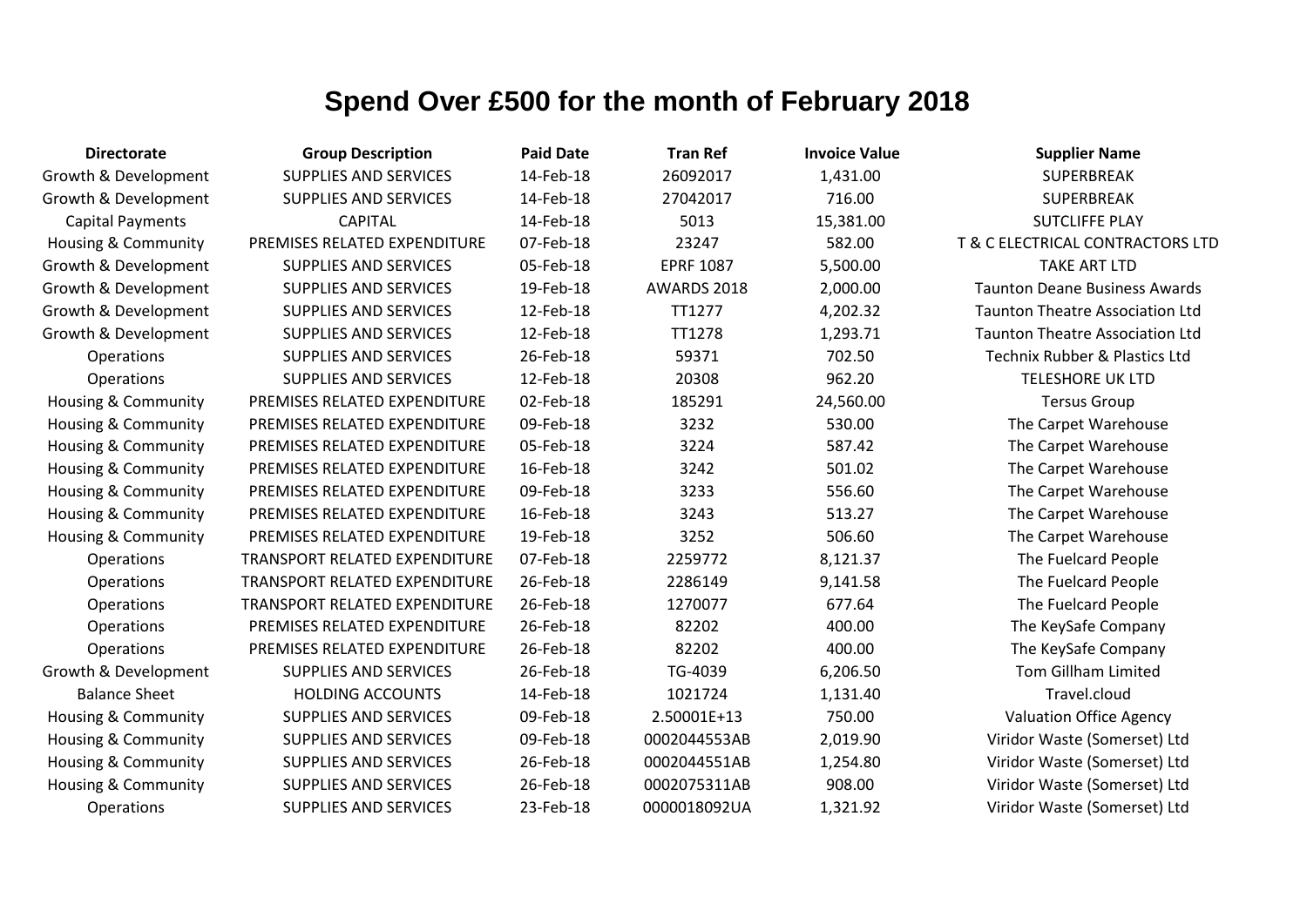# Spend Over £500 for the month of February 2018

| Directorate | Group Description | Paid Date | Tran Ref | Invoice Value | Supplier Name |
|---|---|---|---|---|---|
| Growth & Development | SUPPLIES AND SERVICES | 14-Feb-18 | 26092017 | 1,431.00 | SUPERBREAK |
| Growth & Development | SUPPLIES AND SERVICES | 14-Feb-18 | 27042017 | 716.00 | SUPERBREAK |
| Capital Payments | CAPITAL | 14-Feb-18 | 5013 | 15,381.00 | SUTCLIFFE PLAY |
| Housing & Community | PREMISES RELATED EXPENDITURE | 07-Feb-18 | 23247 | 582.00 | T & C ELECTRICAL CONTRACTORS LTD |
| Growth & Development | SUPPLIES AND SERVICES | 05-Feb-18 | EPRF 1087 | 5,500.00 | TAKE ART LTD |
| Growth & Development | SUPPLIES AND SERVICES | 19-Feb-18 | AWARDS 2018 | 2,000.00 | Taunton Deane Business Awards |
| Growth & Development | SUPPLIES AND SERVICES | 12-Feb-18 | TT1277 | 4,202.32 | Taunton Theatre Association Ltd |
| Growth & Development | SUPPLIES AND SERVICES | 12-Feb-18 | TT1278 | 1,293.71 | Taunton Theatre Association Ltd |
| Operations | SUPPLIES AND SERVICES | 26-Feb-18 | 59371 | 702.50 | Technix Rubber & Plastics Ltd |
| Operations | SUPPLIES AND SERVICES | 12-Feb-18 | 20308 | 962.20 | TELESHORE UK LTD |
| Housing & Community | PREMISES RELATED EXPENDITURE | 02-Feb-18 | 185291 | 24,560.00 | Tersus Group |
| Housing & Community | PREMISES RELATED EXPENDITURE | 09-Feb-18 | 3232 | 530.00 | The Carpet Warehouse |
| Housing & Community | PREMISES RELATED EXPENDITURE | 05-Feb-18 | 3224 | 587.42 | The Carpet Warehouse |
| Housing & Community | PREMISES RELATED EXPENDITURE | 16-Feb-18 | 3242 | 501.02 | The Carpet Warehouse |
| Housing & Community | PREMISES RELATED EXPENDITURE | 09-Feb-18 | 3233 | 556.60 | The Carpet Warehouse |
| Housing & Community | PREMISES RELATED EXPENDITURE | 16-Feb-18 | 3243 | 513.27 | The Carpet Warehouse |
| Housing & Community | PREMISES RELATED EXPENDITURE | 19-Feb-18 | 3252 | 506.60 | The Carpet Warehouse |
| Operations | TRANSPORT RELATED EXPENDITURE | 07-Feb-18 | 2259772 | 8,121.37 | The Fuelcard People |
| Operations | TRANSPORT RELATED EXPENDITURE | 26-Feb-18 | 2286149 | 9,141.58 | The Fuelcard People |
| Operations | TRANSPORT RELATED EXPENDITURE | 26-Feb-18 | 1270077 | 677.64 | The Fuelcard People |
| Operations | PREMISES RELATED EXPENDITURE | 26-Feb-18 | 82202 | 400.00 | The KeySafe Company |
| Operations | PREMISES RELATED EXPENDITURE | 26-Feb-18 | 82202 | 400.00 | The KeySafe Company |
| Growth & Development | SUPPLIES AND SERVICES | 26-Feb-18 | TG-4039 | 6,206.50 | Tom Gillham Limited |
| Balance Sheet | HOLDING ACCOUNTS | 14-Feb-18 | 1021724 | 1,131.40 | Travel.cloud |
| Housing & Community | SUPPLIES AND SERVICES | 09-Feb-18 | 2.50001E+13 | 750.00 | Valuation Office Agency |
| Housing & Community | SUPPLIES AND SERVICES | 09-Feb-18 | 0002044553AB | 2,019.90 | Viridor Waste (Somerset) Ltd |
| Housing & Community | SUPPLIES AND SERVICES | 26-Feb-18 | 0002044551AB | 1,254.80 | Viridor Waste (Somerset) Ltd |
| Housing & Community | SUPPLIES AND SERVICES | 26-Feb-18 | 0002075311AB | 908.00 | Viridor Waste (Somerset) Ltd |
| Operations | SUPPLIES AND SERVICES | 23-Feb-18 | 0000018092UA | 1,321.92 | Viridor Waste (Somerset) Ltd |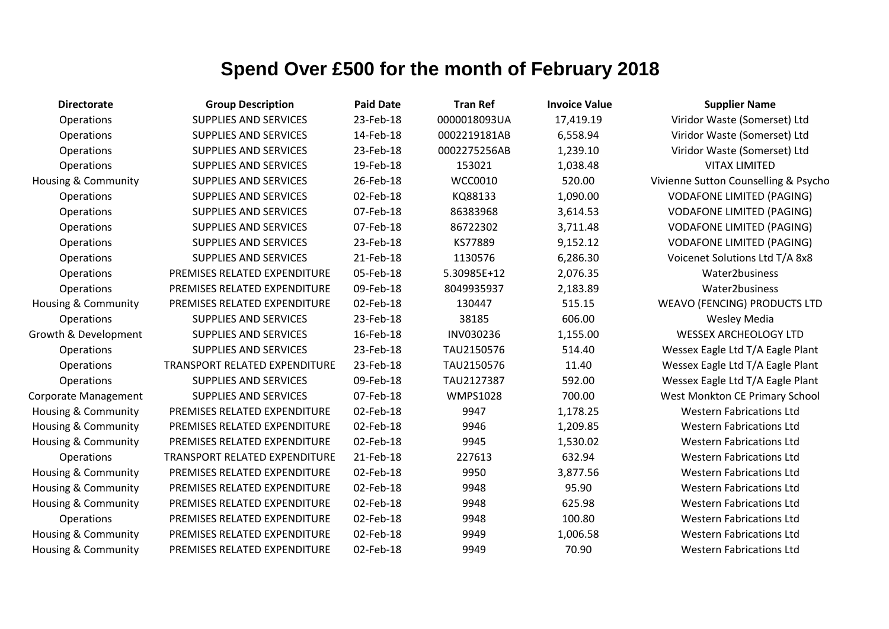# Spend Over £500 for the month of February 2018

| Directorate | Group Description | Paid Date | Tran Ref | Invoice Value | Supplier Name |
|---|---|---|---|---|---|
| Operations | SUPPLIES AND SERVICES | 23-Feb-18 | 0000018093UA | 17,419.19 | Viridor Waste (Somerset) Ltd |
| Operations | SUPPLIES AND SERVICES | 14-Feb-18 | 0002219181AB | 6,558.94 | Viridor Waste (Somerset) Ltd |
| Operations | SUPPLIES AND SERVICES | 23-Feb-18 | 0002275256AB | 1,239.10 | Viridor Waste (Somerset) Ltd |
| Operations | SUPPLIES AND SERVICES | 19-Feb-18 | 153021 | 1,038.48 | VITAX LIMITED |
| Housing & Community | SUPPLIES AND SERVICES | 26-Feb-18 | WCC0010 | 520.00 | Vivienne Sutton Counselling & Psycho |
| Operations | SUPPLIES AND SERVICES | 02-Feb-18 | KQ88133 | 1,090.00 | VODAFONE LIMITED (PAGING) |
| Operations | SUPPLIES AND SERVICES | 07-Feb-18 | 86383968 | 3,614.53 | VODAFONE LIMITED (PAGING) |
| Operations | SUPPLIES AND SERVICES | 07-Feb-18 | 86722302 | 3,711.48 | VODAFONE LIMITED (PAGING) |
| Operations | SUPPLIES AND SERVICES | 23-Feb-18 | KS77889 | 9,152.12 | VODAFONE LIMITED (PAGING) |
| Operations | SUPPLIES AND SERVICES | 21-Feb-18 | 1130576 | 6,286.30 | Voicenet Solutions Ltd T/A 8x8 |
| Operations | PREMISES RELATED EXPENDITURE | 05-Feb-18 | 5.30985E+12 | 2,076.35 | Water2business |
| Operations | PREMISES RELATED EXPENDITURE | 09-Feb-18 | 8049935937 | 2,183.89 | Water2business |
| Housing & Community | PREMISES RELATED EXPENDITURE | 02-Feb-18 | 130447 | 515.15 | WEAVO (FENCING) PRODUCTS LTD |
| Operations | SUPPLIES AND SERVICES | 23-Feb-18 | 38185 | 606.00 | Wesley Media |
| Growth & Development | SUPPLIES AND SERVICES | 16-Feb-18 | INV030236 | 1,155.00 | WESSEX ARCHEOLOGY LTD |
| Operations | SUPPLIES AND SERVICES | 23-Feb-18 | TAU2150576 | 514.40 | Wessex Eagle Ltd T/A Eagle Plant |
| Operations | TRANSPORT RELATED EXPENDITURE | 23-Feb-18 | TAU2150576 | 11.40 | Wessex Eagle Ltd T/A Eagle Plant |
| Operations | SUPPLIES AND SERVICES | 09-Feb-18 | TAU2127387 | 592.00 | Wessex Eagle Ltd T/A Eagle Plant |
| Corporate Management | SUPPLIES AND SERVICES | 07-Feb-18 | WMPS1028 | 700.00 | West Monkton CE Primary School |
| Housing & Community | PREMISES RELATED EXPENDITURE | 02-Feb-18 | 9947 | 1,178.25 | Western Fabrications Ltd |
| Housing & Community | PREMISES RELATED EXPENDITURE | 02-Feb-18 | 9946 | 1,209.85 | Western Fabrications Ltd |
| Housing & Community | PREMISES RELATED EXPENDITURE | 02-Feb-18 | 9945 | 1,530.02 | Western Fabrications Ltd |
| Operations | TRANSPORT RELATED EXPENDITURE | 21-Feb-18 | 227613 | 632.94 | Western Fabrications Ltd |
| Housing & Community | PREMISES RELATED EXPENDITURE | 02-Feb-18 | 9950 | 3,877.56 | Western Fabrications Ltd |
| Housing & Community | PREMISES RELATED EXPENDITURE | 02-Feb-18 | 9948 | 95.90 | Western Fabrications Ltd |
| Housing & Community | PREMISES RELATED EXPENDITURE | 02-Feb-18 | 9948 | 625.98 | Western Fabrications Ltd |
| Operations | PREMISES RELATED EXPENDITURE | 02-Feb-18 | 9948 | 100.80 | Western Fabrications Ltd |
| Housing & Community | PREMISES RELATED EXPENDITURE | 02-Feb-18 | 9949 | 1,006.58 | Western Fabrications Ltd |
| Housing & Community | PREMISES RELATED EXPENDITURE | 02-Feb-18 | 9949 | 70.90 | Western Fabrications Ltd |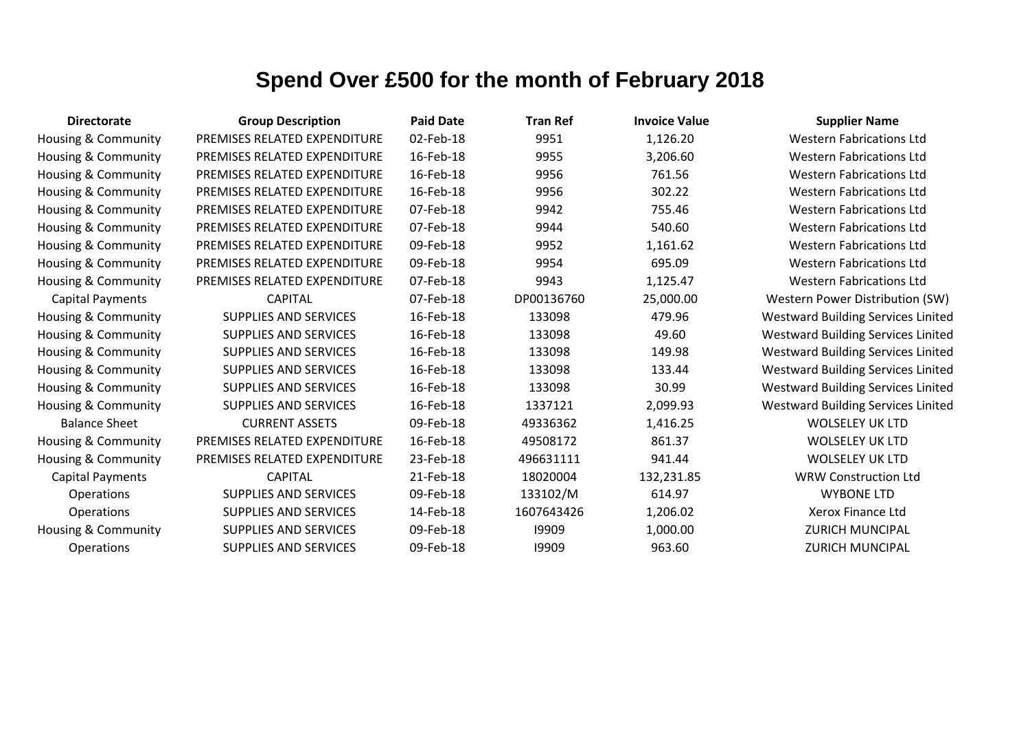# Spend Over £500 for the month of February 2018

| Directorate | Group Description | Paid Date | Tran Ref | Invoice Value | Supplier Name |
|---|---|---|---|---|---|
| Housing & Community | PREMISES RELATED EXPENDITURE | 02-Feb-18 | 9951 | 1,126.20 | Western Fabrications Ltd |
| Housing & Community | PREMISES RELATED EXPENDITURE | 16-Feb-18 | 9955 | 3,206.60 | Western Fabrications Ltd |
| Housing & Community | PREMISES RELATED EXPENDITURE | 16-Feb-18 | 9956 | 761.56 | Western Fabrications Ltd |
| Housing & Community | PREMISES RELATED EXPENDITURE | 16-Feb-18 | 9956 | 302.22 | Western Fabrications Ltd |
| Housing & Community | PREMISES RELATED EXPENDITURE | 07-Feb-18 | 9942 | 755.46 | Western Fabrications Ltd |
| Housing & Community | PREMISES RELATED EXPENDITURE | 07-Feb-18 | 9944 | 540.60 | Western Fabrications Ltd |
| Housing & Community | PREMISES RELATED EXPENDITURE | 09-Feb-18 | 9952 | 1,161.62 | Western Fabrications Ltd |
| Housing & Community | PREMISES RELATED EXPENDITURE | 09-Feb-18 | 9954 | 695.09 | Western Fabrications Ltd |
| Housing & Community | PREMISES RELATED EXPENDITURE | 07-Feb-18 | 9943 | 1,125.47 | Western Fabrications Ltd |
| Capital Payments | CAPITAL | 07-Feb-18 | DP00136760 | 25,000.00 | Western Power Distribution (SW) |
| Housing & Community | SUPPLIES AND SERVICES | 16-Feb-18 | 133098 | 479.96 | Westward Building Services Linited |
| Housing & Community | SUPPLIES AND SERVICES | 16-Feb-18 | 133098 | 49.60 | Westward Building Services Linited |
| Housing & Community | SUPPLIES AND SERVICES | 16-Feb-18 | 133098 | 149.98 | Westward Building Services Linited |
| Housing & Community | SUPPLIES AND SERVICES | 16-Feb-18 | 133098 | 133.44 | Westward Building Services Linited |
| Housing & Community | SUPPLIES AND SERVICES | 16-Feb-18 | 133098 | 30.99 | Westward Building Services Linited |
| Housing & Community | SUPPLIES AND SERVICES | 16-Feb-18 | 1337121 | 2,099.93 | Westward Building Services Linited |
| Balance Sheet | CURRENT ASSETS | 09-Feb-18 | 49336362 | 1,416.25 | WOLSELEY UK LTD |
| Housing & Community | PREMISES RELATED EXPENDITURE | 16-Feb-18 | 49508172 | 861.37 | WOLSELEY UK LTD |
| Housing & Community | PREMISES RELATED EXPENDITURE | 23-Feb-18 | 496631111 | 941.44 | WOLSELEY UK LTD |
| Capital Payments | CAPITAL | 21-Feb-18 | 18020004 | 132,231.85 | WRW Construction Ltd |
| Operations | SUPPLIES AND SERVICES | 09-Feb-18 | 133102/M | 614.97 | WYBONE LTD |
| Operations | SUPPLIES AND SERVICES | 14-Feb-18 | 1607643426 | 1,206.02 | Xerox Finance Ltd |
| Housing & Community | SUPPLIES AND SERVICES | 09-Feb-18 | I9909 | 1,000.00 | ZURICH MUNCIPAL |
| Operations | SUPPLIES AND SERVICES | 09-Feb-18 | I9909 | 963.60 | ZURICH MUNCIPAL |